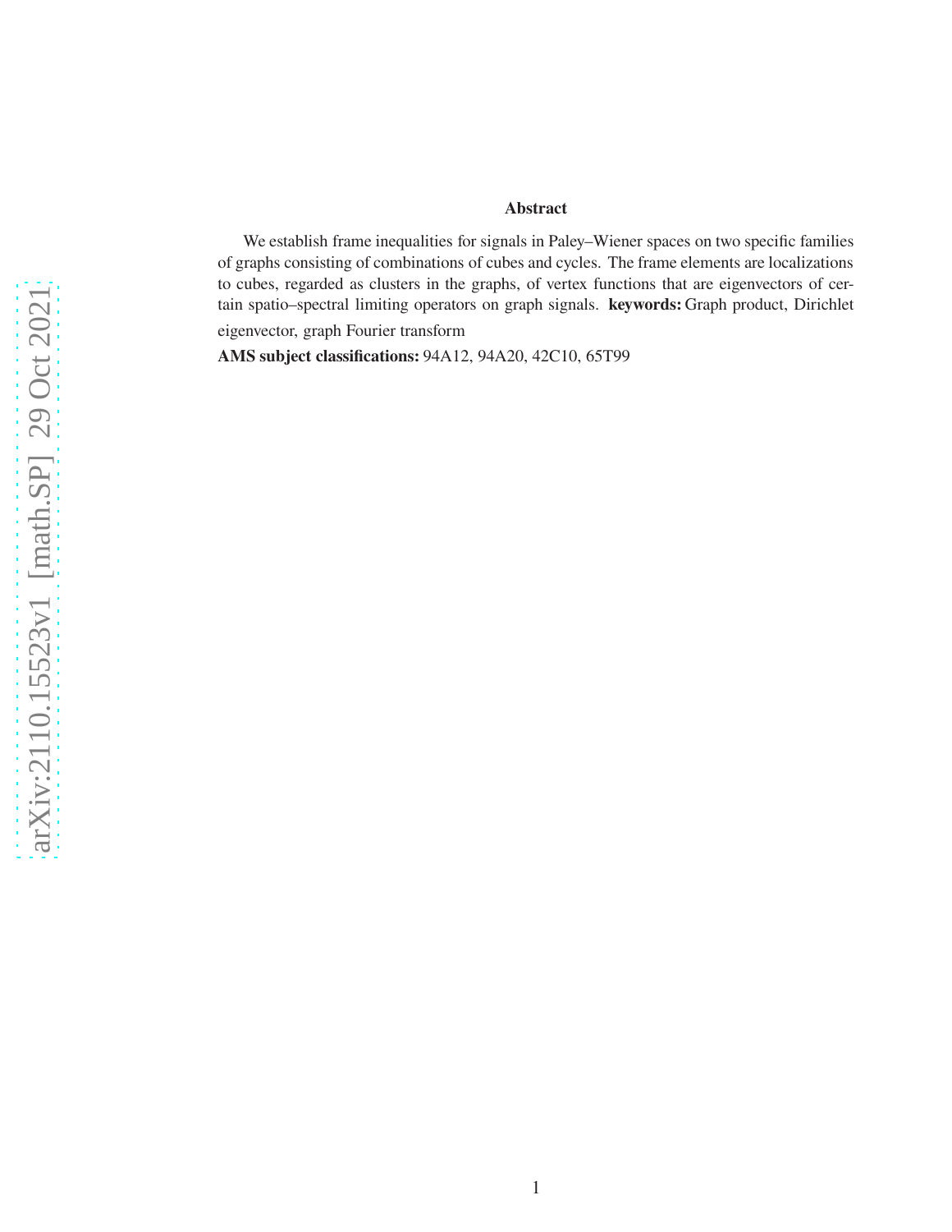## Abstract

We establish frame inequalities for signals in Paley–Wiener spaces on two specific families of graphs consisting of combinations of cubes and cycles. The frame elements are localizations to cubes, regarded as clusters in the graphs, of vertex functions that are eigenvectors of certain spatio–spectral limiting operators on graph signals. **keywords:** Graph product, Dirichlet eigenvector, graph Fourier transform

**AMS subject classifications:** 94A12, 94A20, 42C10, 65T99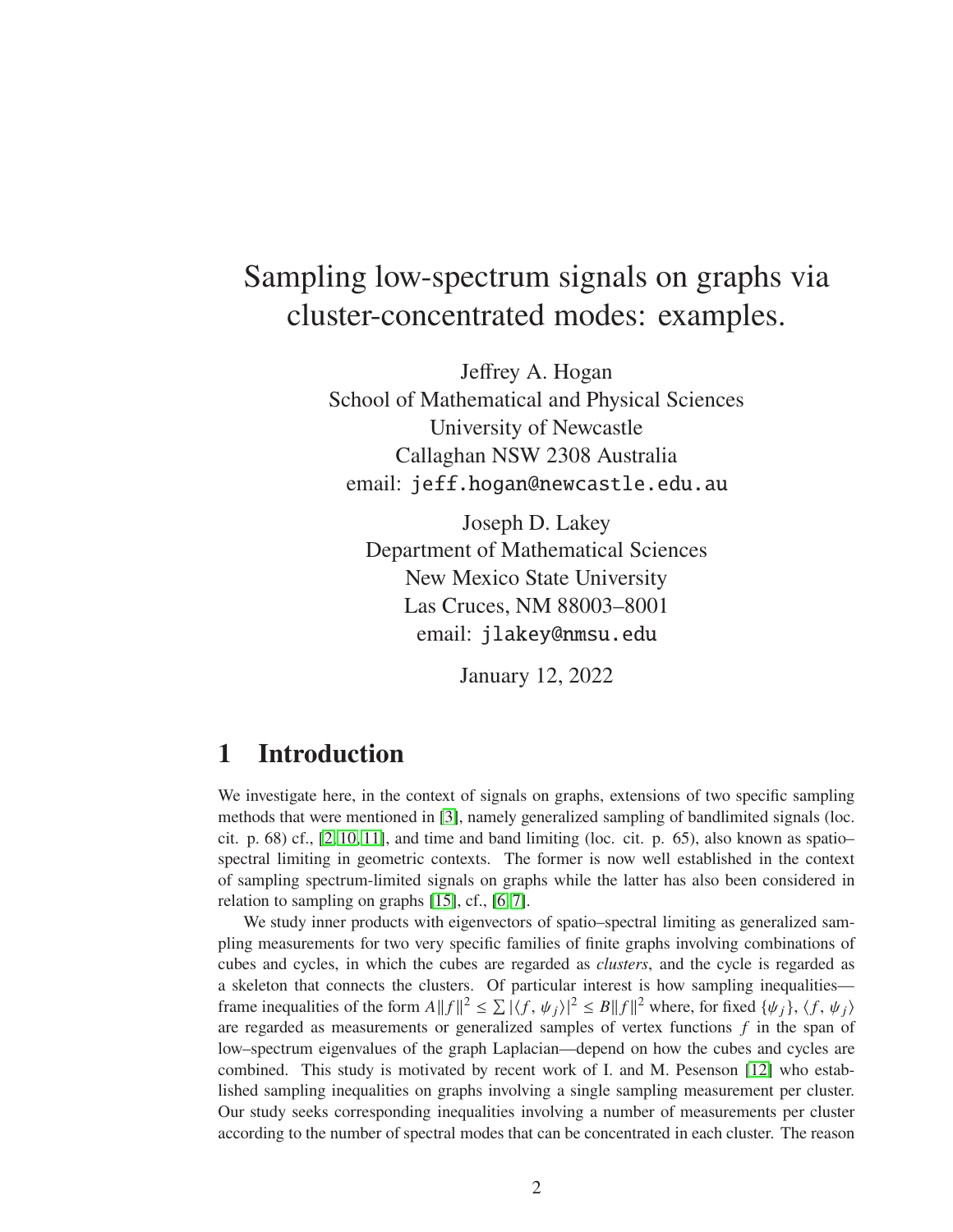# Sampling low-spectrum signals on graphs via cluster-concentrated modes: examples.

Jeffrey A. Hogan
School of Mathematical and Physical Sciences
University of Newcastle
Callaghan NSW 2308 Australia
email: jeff.hogan@newcastle.edu.au

Joseph D. Lakey
Department of Mathematical Sciences
New Mexico State University
Las Cruces, NM 88003–8001
email: jlakey@nmsu.edu

January 12, 2022

## 1 Introduction

We investigate here, in the context of signals on graphs, extensions of two specific sampling methods that were mentioned in [3], namely generalized sampling of bandlimited signals (loc. cit. p. 68) cf., [2, 10, 11], and time and band limiting (loc. cit. p. 65), also known as spatio–spectral limiting in geometric contexts. The former is now well established in the context of sampling spectrum-limited signals on graphs while the latter has also been considered in relation to sampling on graphs [15], cf., [6, 7].

We study inner products with eigenvectors of spatio–spectral limiting as generalized sampling measurements for two very specific families of finite graphs involving combinations of cubes and cycles, in which the cubes are regarded as *clusters*, and the cycle is regarded as a skeleton that connects the clusters. Of particular interest is how sampling inequalities—frame inequalities of the form $A\|f\|^2 \leq \sum |\langle f, \psi_j\rangle|^2 \leq B\|f\|^2$ where, for fixed $\{\psi_j\}$, $\langle f, \psi_j\rangle$ are regarded as measurements or generalized samples of vertex functions $f$ in the span of low–spectrum eigenvalues of the graph Laplacian—depend on how the cubes and cycles are combined. This study is motivated by recent work of I. and M. Pesenson [12] who established sampling inequalities on graphs involving a single sampling measurement per cluster. Our study seeks corresponding inequalities involving a number of measurements per cluster according to the number of spectral modes that can be concentrated in each cluster. The reason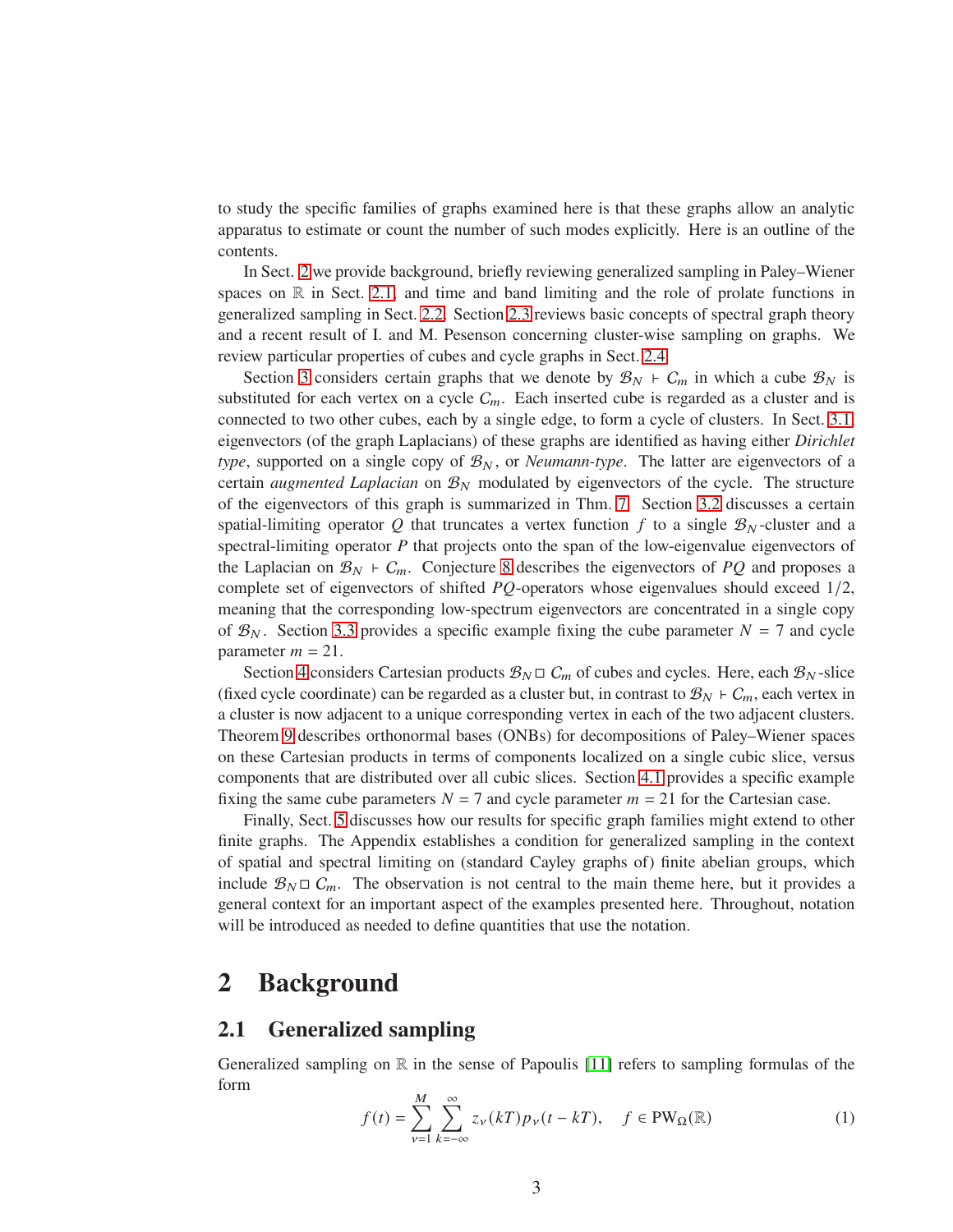to study the specific families of graphs examined here is that these graphs allow an analytic apparatus to estimate or count the number of such modes explicitly. Here is an outline of the contents.

In Sect. 2 we provide background, briefly reviewing generalized sampling in Paley–Wiener spaces on $\mathbb{R}$ in Sect. 2.1, and time and band limiting and the role of prolate functions in generalized sampling in Sect. 2.2. Section 2.3 reviews basic concepts of spectral graph theory and a recent result of I. and M. Pesenson concerning cluster-wise sampling on graphs. We review particular properties of cubes and cycle graphs in Sect. 2.4.

Section 3 considers certain graphs that we denote by $\mathcal{B}_N \vdash C_m$ in which a cube $\mathcal{B}_N$ is substituted for each vertex on a cycle $C_m$. Each inserted cube is regarded as a cluster and is connected to two other cubes, each by a single edge, to form a cycle of clusters. In Sect. 3.1, eigenvectors (of the graph Laplacians) of these graphs are identified as having either *Dirichlet type*, supported on a single copy of $\mathcal{B}_N$, or *Neumann-type*. The latter are eigenvectors of a certain *augmented Laplacian* on $\mathcal{B}_N$ modulated by eigenvectors of the cycle. The structure of the eigenvectors of this graph is summarized in Thm. 7. Section 3.2 discusses a certain spatial-limiting operator $Q$ that truncates a vertex function $f$ to a single $\mathcal{B}_N$-cluster and a spectral-limiting operator $P$ that projects onto the span of the low-eigenvalue eigenvectors of the Laplacian on $\mathcal{B}_N \vdash C_m$. Conjecture 8 describes the eigenvectors of $PQ$ and proposes a complete set of eigenvectors of shifted $PQ$-operators whose eigenvalues should exceed $1/2$, meaning that the corresponding low-spectrum eigenvectors are concentrated in a single copy of $\mathcal{B}_N$. Section 3.3 provides a specific example fixing the cube parameter $N = 7$ and cycle parameter $m = 21$.

Section 4 considers Cartesian products $\mathcal{B}_N \,\square\, C_m$ of cubes and cycles. Here, each $\mathcal{B}_N$-slice (fixed cycle coordinate) can be regarded as a cluster but, in contrast to $\mathcal{B}_N \vdash C_m$, each vertex in a cluster is now adjacent to a unique corresponding vertex in each of the two adjacent clusters. Theorem 9 describes orthonormal bases (ONBs) for decompositions of Paley–Wiener spaces on these Cartesian products in terms of components localized on a single cubic slice, versus components that are distributed over all cubic slices. Section 4.1 provides a specific example fixing the same cube parameters $N = 7$ and cycle parameter $m = 21$ for the Cartesian case.

Finally, Sect. 5 discusses how our results for specific graph families might extend to other finite graphs. The Appendix establishes a condition for generalized sampling in the context of spatial and spectral limiting on (standard Cayley graphs of) finite abelian groups, which include $\mathcal{B}_N \,\square\, C_m$. The observation is not central to the main theme here, but it provides a general context for an important aspect of the examples presented here. Throughout, notation will be introduced as needed to define quantities that use the notation.

# 2 Background

## 2.1 Generalized sampling

Generalized sampling on $\mathbb{R}$ in the sense of Papoulis [11] refers to sampling formulas of the form

$$f(t) = \sum_{\nu=1}^{M} \sum_{k=-\infty}^{\infty} z_\nu(kT) p_\nu(t - kT), \quad f \in \mathrm{PW}_\Omega(\mathbb{R}) \tag{1}$$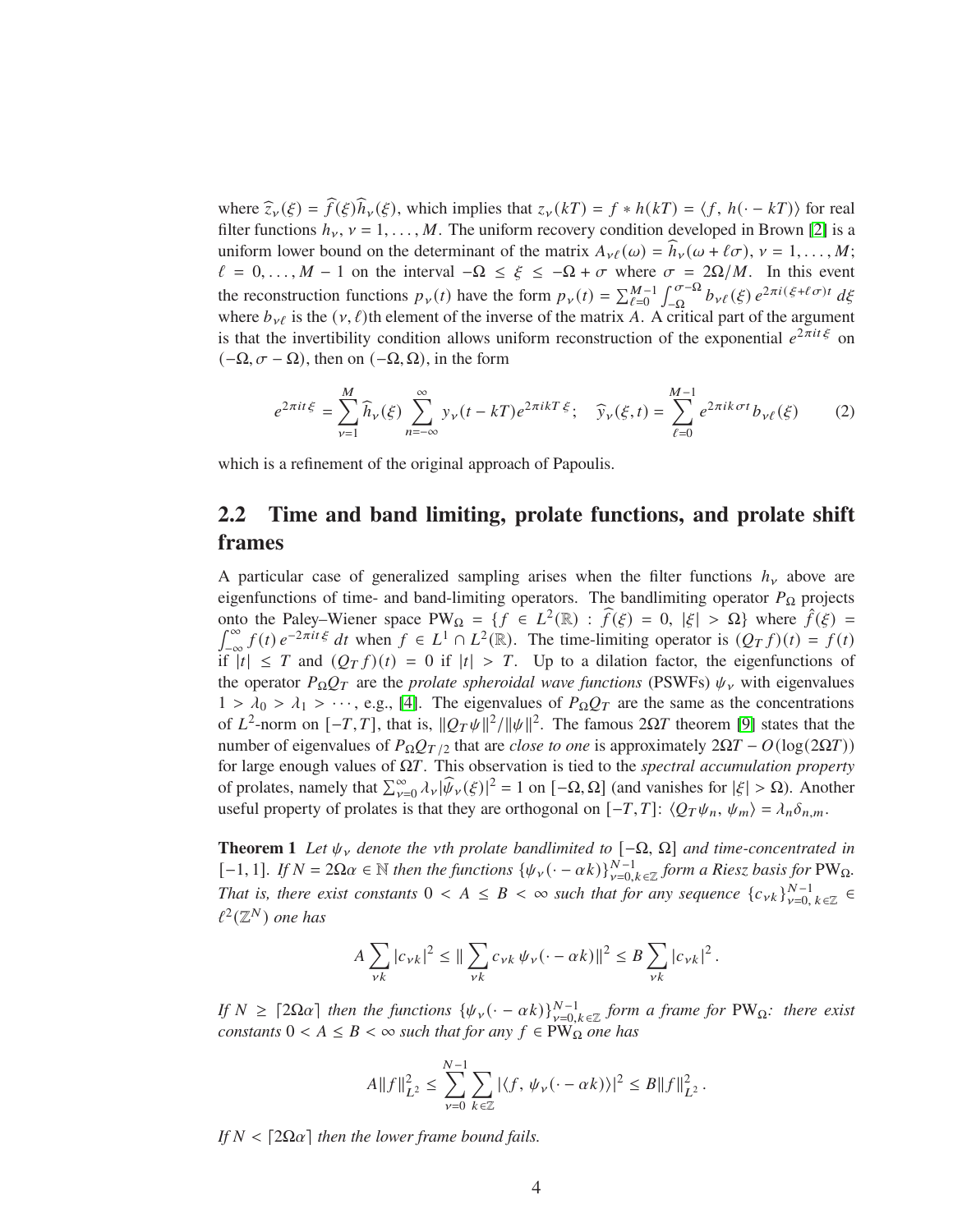where $\widehat{z}_\nu(\xi) = \widehat{f}(\xi)\widehat{h}_\nu(\xi)$, which implies that $z_\nu(kT) = f * h(kT) = \langle f,\, h(\cdot - kT)\rangle$ for real filter functions $h_\nu$, $\nu = 1, \dots, M$. The uniform recovery condition developed in Brown [2] is a uniform lower bound on the determinant of the matrix $A_{\nu\ell}(\omega) = \widehat{h}_\nu(\omega + \ell\sigma)$, $\nu = 1, \dots, M$; $\ell = 0, \dots, M-1$ on the interval $-\Omega \le \xi \le -\Omega + \sigma$ where $\sigma = 2\Omega/M$. In this event the reconstruction functions $p_\nu(t)$ have the form $p_\nu(t) = \sum_{\ell=0}^{M-1}\int_{-\Omega}^{\sigma-\Omega} b_{\nu\ell}(\xi)\, e^{2\pi i(\xi+\ell\sigma)t}\, d\xi$ where $b_{\nu\ell}$ is the $(\nu,\ell)$th element of the inverse of the matrix $A$. A critical part of the argument is that the invertibility condition allows uniform reconstruction of the exponential $e^{2\pi i t\xi}$ on $(-\Omega, \sigma - \Omega)$, then on $(-\Omega, \Omega)$, in the form

$$e^{2\pi i t\xi} = \sum_{\nu=1}^{M} \widehat{h}_\nu(\xi) \sum_{n=-\infty}^{\infty} y_\nu(t-kT)e^{2\pi i kT\xi}; \quad \widehat{y}_\nu(\xi, t) = \sum_{\ell=0}^{M-1} e^{2\pi i k\sigma t} b_{\nu\ell}(\xi) \tag{2}$$

which is a refinement of the original approach of Papoulis.

## 2.2 Time and band limiting, prolate functions, and prolate shift frames

A particular case of generalized sampling arises when the filter functions $h_\nu$ above are eigenfunctions of time- and band-limiting operators. The bandlimiting operator $P_\Omega$ projects onto the Paley–Wiener space $\mathrm{PW}_\Omega = \{f \in L^2(\mathbb{R}) : \widehat{f}(\xi) = 0,\ |\xi| > \Omega\}$ where $\hat{f}(\xi) = \int_{-\infty}^{\infty} f(t)\, e^{-2\pi i t\xi}\, dt$ when $f \in L^1 \cap L^2(\mathbb{R})$. The time-limiting operator is $(Q_T f)(t) = f(t)$ if $|t| \le T$ and $(Q_T f)(t) = 0$ if $|t| > T$. Up to a dilation factor, the eigenfunctions of the operator $P_\Omega Q_T$ are the *prolate spheroidal wave functions* (PSWFs) $\psi_\nu$ with eigenvalues $1 > \lambda_0 > \lambda_1 > \cdots$, e.g., [4]. The eigenvalues of $P_\Omega Q_T$ are the same as the concentrations of $L^2$-norm on $[-T, T]$, that is, $\|Q_T\psi\|^2/\|\psi\|^2$. The famous $2\Omega T$ theorem [9] states that the number of eigenvalues of $P_\Omega Q_{T/2}$ that are *close to one* is approximately $2\Omega T - O(\log(2\Omega T))$ for large enough values of $\Omega T$. This observation is tied to the *spectral accumulation property* of prolates, namely that $\sum_{\nu=0}^{\infty}\lambda_\nu|\widehat{\psi}_\nu(\xi)|^2 = 1$ on $[-\Omega, \Omega]$ (and vanishes for $|\xi| > \Omega$). Another useful property of prolates is that they are orthogonal on $[-T, T]$: $\langle Q_T\psi_n,\, \psi_m\rangle = \lambda_n\delta_{n,m}$.

**Theorem 1** *Let $\psi_\nu$ denote the $\nu$th prolate bandlimited to $[-\Omega, \Omega]$ and time-concentrated in $[-1, 1]$. If $N = 2\Omega\alpha \in \mathbb{N}$ then the functions $\{\psi_\nu(\cdot - \alpha k)\}_{\nu=0,k\in\mathbb{Z}}^{N-1}$ form a Riesz basis for $\mathrm{PW}_\Omega$. That is, there exist constants $0 < A \le B < \infty$ such that for any sequence $\{c_{\nu k}\}_{\nu=0,\,k\in\mathbb{Z}}^{N-1} \in \ell^2(\mathbb{Z}^N)$ one has*

$$A\sum_{\nu k}|c_{\nu k}|^2 \le \|\sum_{\nu k} c_{\nu k}\,\psi_\nu(\cdot - \alpha k)\|^2 \le B\sum_{\nu k}|c_{\nu k}|^2\,.$$

*If $N \ge \lceil 2\Omega\alpha\rceil$ then the functions $\{\psi_\nu(\cdot - \alpha k)\}_{\nu=0,k\in\mathbb{Z}}^{N-1}$ form a frame for $\mathrm{PW}_\Omega$: there exist constants $0 < A \le B < \infty$ such that for any $f \in \mathrm{PW}_\Omega$ one has*

$$A\|f\|_{L^2}^2 \le \sum_{\nu=0}^{N-1}\sum_{k\in\mathbb{Z}}|\langle f,\, \psi_\nu(\cdot - \alpha k)\rangle|^2 \le B\|f\|_{L^2}^2\,.$$

*If $N < \lceil 2\Omega\alpha\rceil$ then the lower frame bound fails.*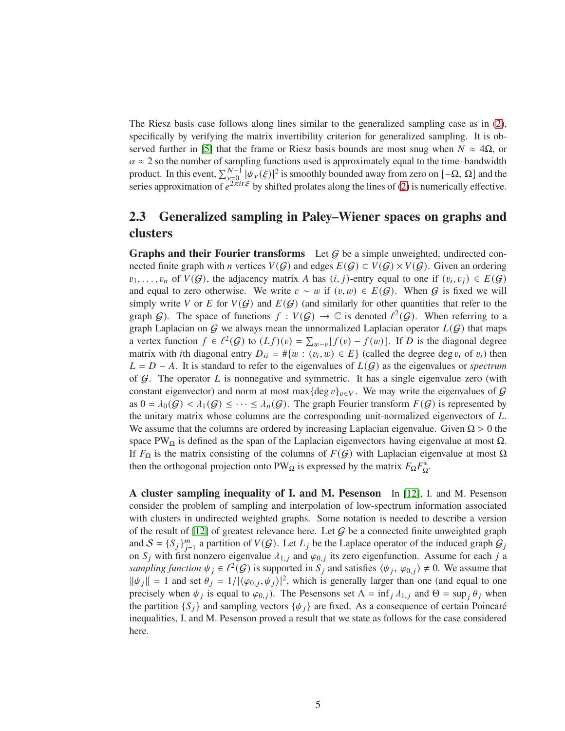The Riesz basis case follows along lines similar to the generalized sampling case as in (2), specifically by verifying the matrix invertibility criterion for generalized sampling. It is observed further in [5] that the frame or Riesz basis bounds are most snug when $N \approx 4\Omega$, or $\alpha \approx 2$ so the number of sampling functions used is approximately equal to the time–bandwidth product. In this event, $\sum_{\nu=0}^{N-1} |\psi_\nu(\xi)|^2$ is smoothly bounded away from zero on $[-\Omega, \Omega]$ and the series approximation of $e^{2\pi i t \xi}$ by shifted prolates along the lines of (2) is numerically effective.

## 2.3 Generalized sampling in Paley–Wiener spaces on graphs and clusters

**Graphs and their Fourier transforms** Let $\mathcal{G}$ be a simple unweighted, undirected connected finite graph with $n$ vertices $V(\mathcal{G})$ and edges $E(\mathcal{G}) \subset V(\mathcal{G}) \times V(\mathcal{G})$. Given an ordering $v_1, \dots, v_n$ of $V(\mathcal{G})$, the adjacency matrix $A$ has $(i, j)$-entry equal to one if $(v_i, v_j) \in E(\mathcal{G})$ and equal to zero otherwise. We write $v \sim w$ if $(v, w) \in E(\mathcal{G})$. When $\mathcal{G}$ is fixed we will simply write $V$ or $E$ for $V(\mathcal{G})$ and $E(\mathcal{G})$ (and similarly for other quantities that refer to the graph $\mathcal{G}$). The space of functions $f : V(\mathcal{G}) \to \mathbb{C}$ is denoted $\ell^2(\mathcal{G})$. When referring to a graph Laplacian on $\mathcal{G}$ we always mean the unnormalized Laplacian operator $L(\mathcal{G})$ that maps a vertex function $f \in \ell^2(\mathcal{G})$ to $(Lf)(v) = \sum_{w \sim v} [f(v) - f(w)]$. If $D$ is the diagonal degree matrix with $i$th diagonal entry $D_{ii} = \#\{w : (v_i, w) \in E\}$ (called the degree $\deg v_i$ of $v_i$) then $L = D - A$. It is standard to refer to the eigenvalues of $L(\mathcal{G})$ as the eigenvalues or *spectrum* of $\mathcal{G}$. The operator $L$ is nonnegative and symmetric. It has a single eigenvalue zero (with constant eigenvector) and norm at most $\max\{\deg v\}_{v \in V}$. We may write the eigenvalues of $\mathcal{G}$ as $0 = \lambda_0(\mathcal{G}) < \lambda_1(\mathcal{G}) \leq \cdots \leq \lambda_n(\mathcal{G})$. The graph Fourier transform $F(\mathcal{G})$ is represented by the unitary matrix whose columns are the corresponding unit-normalized eigenvectors of $L$. We assume that the columns are ordered by increasing Laplacian eigenvalue. Given $\Omega > 0$ the space $\mathrm{PW}_\Omega$ is defined as the span of the Laplacian eigenvectors having eigenvalue at most $\Omega$. If $F_\Omega$ is the matrix consisting of the columns of $F(\mathcal{G})$ with Laplacian eigenvalue at most $\Omega$ then the orthogonal projection onto $\mathrm{PW}_\Omega$ is expressed by the matrix $F_\Omega F_\Omega^*$.

**A cluster sampling inequality of I. and M. Pesenson** In [12], I. and M. Pesenson consider the problem of sampling and interpolation of low-spectrum information associated with clusters in undirected weighted graphs. Some notation is needed to describe a version of the result of [12] of greatest relevance here. Let $\mathcal{G}$ be a connected finite unweighted graph and $\mathcal{S} = \{S_j\}_{j=1}^m$ a partition of $V(\mathcal{G})$. Let $L_j$ be the Laplace operator of the induced graph $\mathcal{G}_j$ on $S_j$ with first nonzero eigenvalue $\lambda_{1,j}$ and $\varphi_{0,j}$ its zero eigenfunction. Assume for each $j$ a *sampling function* $\psi_j \in \ell^2(\mathcal{G})$ is supported in $S_j$ and satisfies $\langle \psi_j, \varphi_{0,j} \rangle \neq 0$. We assume that $\|\psi_j\| = 1$ and set $\theta_j = 1/|\langle \varphi_{0,j}, \psi_j \rangle|^2$, which is generally larger than one (and equal to one precisely when $\psi_j$ is equal to $\varphi_{0,j}$). The Pesensons set $\Lambda = \inf_j \lambda_{1,j}$ and $\Theta = \sup_j \theta_j$ when the partition $\{S_j\}$ and sampling vectors $\{\psi_j\}$ are fixed. As a consequence of certain Poincaré inequalities, I. and M. Pesenson proved a result that we state as follows for the case considered here.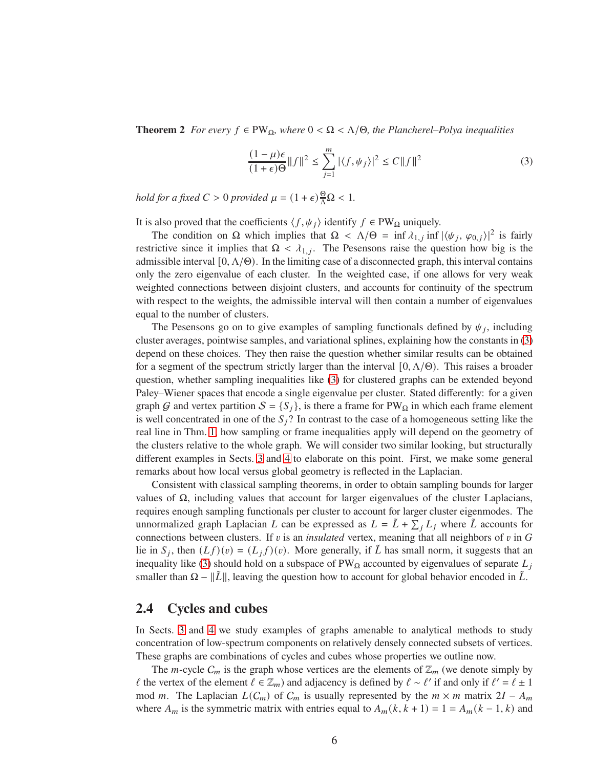**Theorem 2** *For every $f \in \mathrm{PW}_\Omega$, where $0 < \Omega < \Lambda/\Theta$, the Plancherel–Polya inequalities*

$$\frac{(1-\mu)\epsilon}{(1+\epsilon)\Theta}\|f\|^2 \le \sum_{j=1}^{m} |\langle f, \psi_j\rangle|^2 \le C\|f\|^2 \tag{3}$$

*hold for a fixed $C > 0$ provided $\mu = (1+\epsilon)\frac{\Theta}{\Lambda}\Omega < 1$.*

It is also proved that the coefficients $\langle f, \psi_j\rangle$ identify $f \in \mathrm{PW}_\Omega$ uniquely.

The condition on $\Omega$ which implies that $\Omega < \Lambda/\Theta = \inf \lambda_{1,j} \inf |\langle \psi_j, \varphi_{0,j}\rangle|^2$ is fairly restrictive since it implies that $\Omega < \lambda_{1,j}$. The Pesensons raise the question how big is the admissible interval $[0, \Lambda/\Theta)$. In the limiting case of a disconnected graph, this interval contains only the zero eigenvalue of each cluster. In the weighted case, if one allows for very weak weighted connections between disjoint clusters, and accounts for continuity of the spectrum with respect to the weights, the admissible interval will then contain a number of eigenvalues equal to the number of clusters.

The Pesensons go on to give examples of sampling functionals defined by $\psi_j$, including cluster averages, pointwise samples, and variational splines, explaining how the constants in (3) depend on these choices. They then raise the question whether similar results can be obtained for a segment of the spectrum strictly larger than the interval $[0, \Lambda/\Theta)$. This raises a broader question, whether sampling inequalities like (3) for clustered graphs can be extended beyond Paley–Wiener spaces that encode a single eigenvalue per cluster. Stated differently: for a given graph $\mathcal{G}$ and vertex partition $\mathcal{S} = \{S_j\}$, is there a frame for $\mathrm{PW}_\Omega$ in which each frame element is well concentrated in one of the $S_j$? In contrast to the case of a homogeneous setting like the real line in Thm. 1, how sampling or frame inequalities apply will depend on the geometry of the clusters relative to the whole graph. We will consider two similar looking, but structurally different examples in Sects. 3 and 4 to elaborate on this point. First, we make some general remarks about how local versus global geometry is reflected in the Laplacian.

Consistent with classical sampling theorems, in order to obtain sampling bounds for larger values of $\Omega$, including values that account for larger eigenvalues of the cluster Laplacians, requires enough sampling functionals per cluster to account for larger cluster eigenmodes. The unnormalized graph Laplacian $L$ can be expressed as $L = \tilde{L} + \sum_j L_j$ where $\tilde{L}$ accounts for connections between clusters. If $v$ is an *insulated* vertex, meaning that all neighbors of $v$ in $G$ lie in $S_j$, then $(Lf)(v) = (L_j f)(v)$. More generally, if $\tilde{L}$ has small norm, it suggests that an inequality like (3) should hold on a subspace of $\mathrm{PW}_\Omega$ accounted by eigenvalues of separate $L_j$ smaller than $\Omega - \|\tilde{L}\|$, leaving the question how to account for global behavior encoded in $\tilde{L}$.

## 2.4 Cycles and cubes

In Sects. 3 and 4 we study examples of graphs amenable to analytical methods to study concentration of low-spectrum components on relatively densely connected subsets of vertices. These graphs are combinations of cycles and cubes whose properties we outline now.

The $m$-cycle $C_m$ is the graph whose vertices are the elements of $\mathbb{Z}_m$ (we denote simply by $\ell$ the vertex of the element $\ell \in \mathbb{Z}_m$) and adjacency is defined by $\ell \sim \ell'$ if and only if $\ell' = \ell \pm 1$ mod $m$. The Laplacian $L(C_m)$ of $C_m$ is usually represented by the $m \times m$ matrix $2I - A_m$ where $A_m$ is the symmetric matrix with entries equal to $A_m(k, k+1) = 1 = A_m(k-1, k)$ and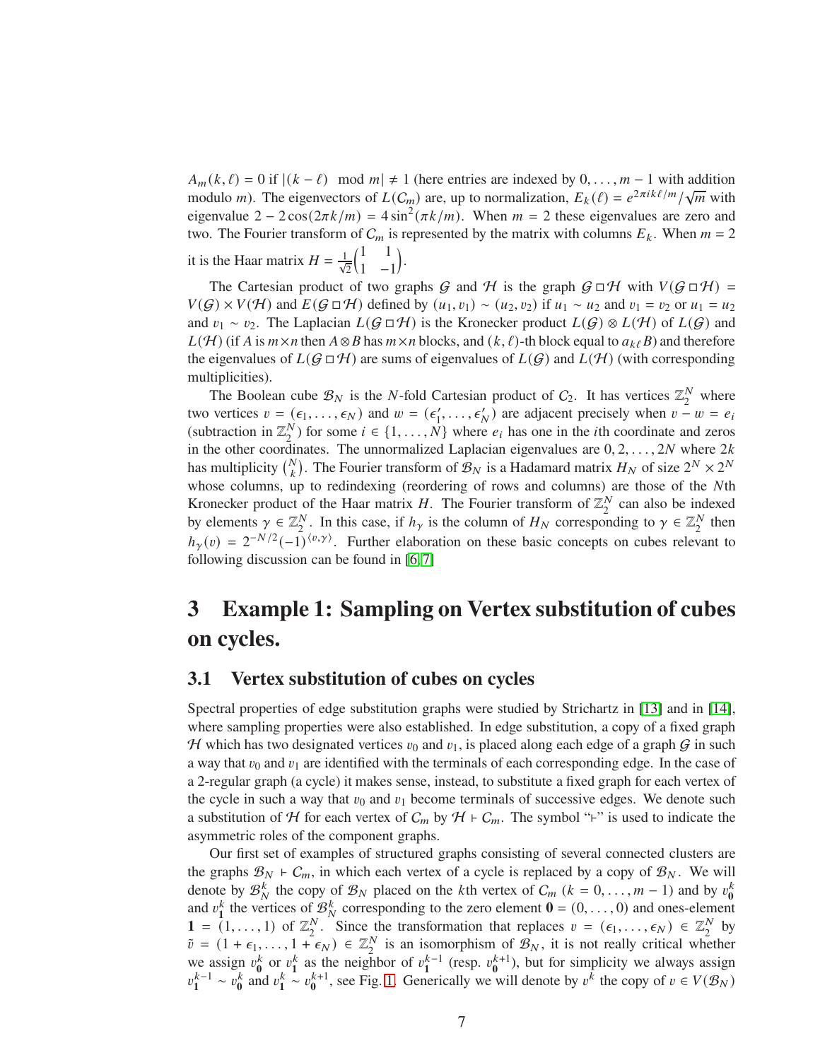$A_m(k,\ell) = 0$ if $|(k-\ell) \mod m| \neq 1$ (here entries are indexed by $0,\dots,m-1$ with addition modulo $m$). The eigenvectors of $L(C_m)$ are, up to normalization, $E_k(\ell) = e^{2\pi i k\ell/m}/\sqrt{m}$ with eigenvalue $2 - 2\cos(2\pi k/m) = 4\sin^2(\pi k/m)$. When $m = 2$ these eigenvalues are zero and two. The Fourier transform of $C_m$ is represented by the matrix with columns $E_k$. When $m = 2$ it is the Haar matrix $H = \frac{1}{\sqrt{2}}\begin{pmatrix} 1 & 1 \\ 1 & -1 \end{pmatrix}$.

The Cartesian product of two graphs $\mathcal{G}$ and $\mathcal{H}$ is the graph $\mathcal{G} \,\square\, \mathcal{H}$ with $V(\mathcal{G} \,\square\, \mathcal{H}) = V(\mathcal{G}) \times V(\mathcal{H})$ and $E(\mathcal{G} \,\square\, \mathcal{H})$ defined by $(u_1, v_1) \sim (u_2, v_2)$ if $u_1 \sim u_2$ and $v_1 = v_2$ or $u_1 = u_2$ and $v_1 \sim v_2$. The Laplacian $L(\mathcal{G} \,\square\, \mathcal{H})$ is the Kronecker product $L(\mathcal{G}) \otimes L(\mathcal{H})$ of $L(\mathcal{G})$ and $L(\mathcal{H})$ (if $A$ is $m \times n$ then $A \otimes B$ has $m \times n$ blocks, and $(k,\ell)$-th block equal to $a_{k\ell}B$) and therefore the eigenvalues of $L(\mathcal{G} \,\square\, \mathcal{H})$ are sums of eigenvalues of $L(\mathcal{G})$ and $L(\mathcal{H})$ (with corresponding multiplicities).

The Boolean cube $\mathcal{B}_N$ is the $N$-fold Cartesian product of $C_2$. It has vertices $\mathbb{Z}_2^N$ where two vertices $v = (\epsilon_1, \dots, \epsilon_N)$ and $w = (\epsilon_1', \dots, \epsilon_N')$ are adjacent precisely when $v - w = e_i$ (subtraction in $\mathbb{Z}_2^N$) for some $i \in \{1, \dots, N\}$ where $e_i$ has one in the $i$th coordinate and zeros in the other coordinates. The unnormalized Laplacian eigenvalues are $0, 2, \dots, 2N$ where $2k$ has multiplicity $\binom{N}{k}$. The Fourier transform of $\mathcal{B}_N$ is a Hadamard matrix $H_N$ of size $2^N \times 2^N$ whose columns, up to redindexing (reordering of rows and columns) are those of the $N$th Kronecker product of the Haar matrix $H$. The Fourier transform of $\mathbb{Z}_2^N$ can also be indexed by elements $\gamma \in \mathbb{Z}_2^N$. In this case, if $h_\gamma$ is the column of $H_N$ corresponding to $\gamma \in \mathbb{Z}_2^N$ then $h_\gamma(v) = 2^{-N/2}(-1)^{\langle v, \gamma \rangle}$. Further elaboration on these basic concepts on cubes relevant to following discussion can be found in [6, 7]

# 3 Example 1: Sampling on Vertex substitution of cubes on cycles.

## 3.1 Vertex substitution of cubes on cycles

Spectral properties of edge substitution graphs were studied by Strichartz in [13] and in [14], where sampling properties were also established. In edge substitution, a copy of a fixed graph $\mathcal{H}$ which has two designated vertices $v_0$ and $v_1$, is placed along each edge of a graph $\mathcal{G}$ in such a way that $v_0$ and $v_1$ are identified with the terminals of each corresponding edge. In the case of a 2-regular graph (a cycle) it makes sense, instead, to substitute a fixed graph for each vertex of the cycle in such a way that $v_0$ and $v_1$ become terminals of successive edges. We denote such a substitution of $\mathcal{H}$ for each vertex of $C_m$ by $\mathcal{H} \vdash C_m$. The symbol "$\vdash$" is used to indicate the asymmetric roles of the component graphs.

Our first set of examples of structured graphs consisting of several connected clusters are the graphs $\mathcal{B}_N \vdash C_m$, in which each vertex of a cycle is replaced by a copy of $\mathcal{B}_N$. We will denote by $\mathcal{B}_N^k$ the copy of $\mathcal{B}_N$ placed on the $k$th vertex of $C_m$ ($k = 0, \dots, m-1$) and by $v_{\mathbf{0}}^k$ and $v_{\mathbf{1}}^k$ the vertices of $\mathcal{B}_N^k$ corresponding to the zero element $\mathbf{0} = (0, \dots, 0)$ and ones-element $\mathbf{1} = (1, \dots, 1)$ of $\mathbb{Z}_2^N$. Since the transformation that replaces $v = (\epsilon_1, \dots, \epsilon_N) \in \mathbb{Z}_2^N$ by $\tilde{v} = (1 + \epsilon_1, \dots, 1 + \epsilon_N) \in \mathbb{Z}_2^N$ is an isomorphism of $\mathcal{B}_N$, it is not really critical whether we assign $v_{\mathbf{0}}^k$ or $v_{\mathbf{1}}^k$ as the neighbor of $v_{\mathbf{1}}^{k-1}$ (resp. $v_{\mathbf{0}}^{k+1}$), but for simplicity we always assign $v_{\mathbf{1}}^{k-1} \sim v_{\mathbf{0}}^k$ and $v_{\mathbf{1}}^k \sim v_{\mathbf{0}}^{k+1}$, see Fig. 1. Generically we will denote by $v^k$ the copy of $v \in V(\mathcal{B}_N)$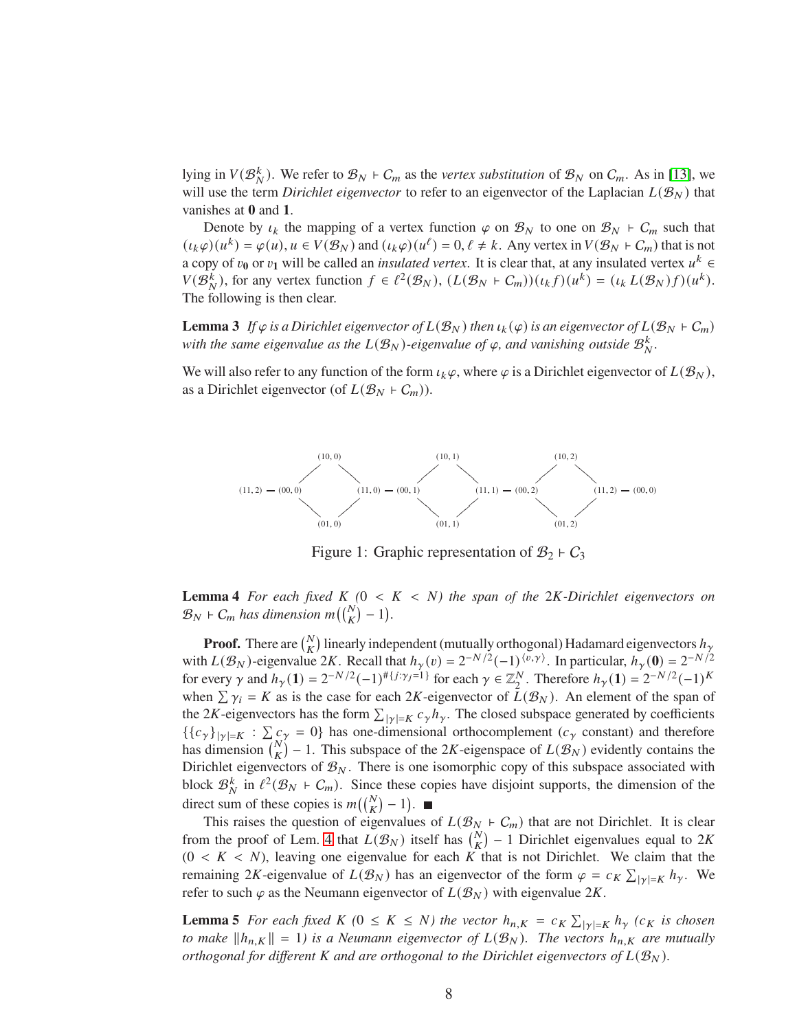lying in $V(\mathcal{B}_N^k)$. We refer to $\mathcal{B}_N \vdash \mathcal{C}_m$ as the *vertex substitution* of $\mathcal{B}_N$ on $\mathcal{C}_m$. As in [13], we will use the term *Dirichlet eigenvector* to refer to an eigenvector of the Laplacian $L(\mathcal{B}_N)$ that vanishes at $\mathbf{0}$ and $\mathbf{1}$.

Denote by $\iota_k$ the mapping of a vertex function $\varphi$ on $\mathcal{B}_N$ to one on $\mathcal{B}_N \vdash \mathcal{C}_m$ such that $(\iota_k\varphi)(u^k) = \varphi(u), u \in V(\mathcal{B}_N)$ and $(\iota_k\varphi)(u^\ell) = 0, \ell \neq k$. Any vertex in $V(\mathcal{B}_N \vdash \mathcal{C}_m)$ that is not a copy of $v_\mathbf{0}$ or $v_\mathbf{1}$ will be called an *insulated vertex*. It is clear that, at any insulated vertex $u^k \in V(\mathcal{B}_N^k)$, for any vertex function $f \in \ell^2(\mathcal{B}_N)$, $(L(\mathcal{B}_N \vdash \mathcal{C}_m))(\iota_k f)(u^k) = (\iota_k\, L(\mathcal{B}_N) f)(u^k)$. The following is then clear.

**Lemma 3** *If $\varphi$ is a Dirichlet eigenvector of $L(\mathcal{B}_N)$ then $\iota_k(\varphi)$ is an eigenvector of $L(\mathcal{B}_N \vdash \mathcal{C}_m)$ with the same eigenvalue as the $L(\mathcal{B}_N)$-eigenvalue of $\varphi$, and vanishing outside $\mathcal{B}_N^k$.*

We will also refer to any function of the form $\iota_k\varphi$, where $\varphi$ is a Dirichlet eigenvector of $L(\mathcal{B}_N)$, as a Dirichlet eigenvector (of $L(\mathcal{B}_N \vdash \mathcal{C}_m)$).

(10, 0) (10, 1) (10, 2)
(11, 2) — (00, 0) (11, 0) — (00, 1) (11, 1) — (00, 2) (11, 2) — (00, 0)
(01, 0) (01, 1) (01, 2)

Figure 1: Graphic representation of $\mathcal{B}_2 \vdash \mathcal{C}_3$

**Lemma 4** *For each fixed $K$ ($0 < K < N$) the span of the $2K$-Dirichlet eigenvectors on $\mathcal{B}_N \vdash \mathcal{C}_m$ has dimension $m\big(\binom{N}{K} - 1\big)$.*

**Proof.** There are $\binom{N}{K}$ linearly independent (mutually orthogonal) Hadamard eigenvectors $h_\gamma$ with $L(\mathcal{B}_N)$-eigenvalue $2K$. Recall that $h_\gamma(v) = 2^{-N/2}(-1)^{\langle v,\gamma\rangle}$. In particular, $h_\gamma(\mathbf{0}) = 2^{-N/2}$ for every $\gamma$ and $h_\gamma(\mathbf{1}) = 2^{-N/2}(-1)^{\#\{j:\gamma_j=1\}}$ for each $\gamma \in \mathbb{Z}_2^N$. Therefore $h_\gamma(\mathbf{1}) = 2^{-N/2}(-1)^K$ when $\sum \gamma_i = K$ as is the case for each $2K$-eigenvector of $L(\mathcal{B}_N)$. An element of the span of the $2K$-eigenvectors has the form $\sum_{|\gamma|=K} c_\gamma h_\gamma$. The closed subspace generated by coefficients $\{\{c_\gamma\}_{|\gamma|=K} : \sum c_\gamma = 0\}$ has one-dimensional orthocomplement ($c_\gamma$ constant) and therefore has dimension $\binom{N}{K} - 1$. This subspace of the $2K$-eigenspace of $L(\mathcal{B}_N)$ evidently contains the Dirichlet eigenvectors of $\mathcal{B}_N$. There is one isomorphic copy of this subspace associated with block $\mathcal{B}_N^k$ in $\ell^2(\mathcal{B}_N \vdash \mathcal{C}_m)$. Since these copies have disjoint supports, the dimension of the direct sum of these copies is $m\big(\binom{N}{K} - 1\big)$. ■

This raises the question of eigenvalues of $L(\mathcal{B}_N \vdash \mathcal{C}_m)$ that are not Dirichlet. It is clear from the proof of Lem. 4 that $L(\mathcal{B}_N)$ itself has $\binom{N}{K} - 1$ Dirichlet eigenvalues equal to $2K$ ($0 < K < N$), leaving one eigenvalue for each $K$ that is not Dirichlet. We claim that the remaining $2K$-eigenvalue of $L(\mathcal{B}_N)$ has an eigenvector of the form $\varphi = c_K \sum_{|\gamma|=K} h_\gamma$. We refer to such $\varphi$ as the Neumann eigenvector of $L(\mathcal{B}_N)$ with eigenvalue $2K$.

**Lemma 5** *For each fixed $K$ ($0 \le K \le N$) the vector $h_{n,K} = c_K \sum_{|\gamma|=K} h_\gamma$ ($c_K$ is chosen to make $\|h_{n,K}\| = 1$) is a Neumann eigenvector of $L(\mathcal{B}_N)$. The vectors $h_{n,K}$ are mutually orthogonal for different $K$ and are orthogonal to the Dirichlet eigenvectors of $L(\mathcal{B}_N)$.*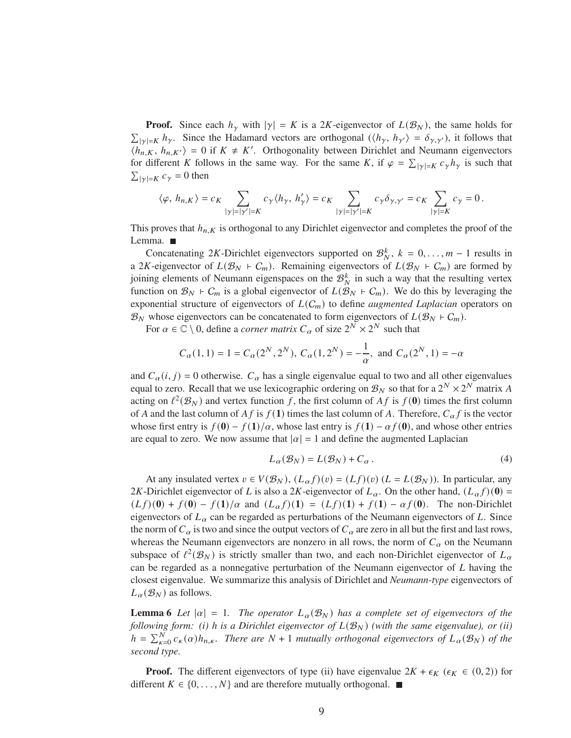**Proof.** Since each $h_\gamma$ with $|\gamma| = K$ is a $2K$-eigenvector of $L(\mathcal{B}_N)$, the same holds for $\sum_{|\gamma|=K} h_\gamma$. Since the Hadamard vectors are orthogonal ($\langle h_\gamma,\, h_{\gamma'}\rangle = \delta_{\gamma,\gamma'}$), it follows that $\langle h_{n,K},\, h_{n,K'}\rangle = 0$ if $K \neq K'$. Orthogonality between Dirichlet and Neumann eigenvectors for different $K$ follows in the same way. For the same $K$, if $\varphi = \sum_{|\gamma|=K} c_\gamma h_\gamma$ is such that $\sum_{|\gamma|=K} c_\gamma = 0$ then

$$\langle \varphi,\, h_{n,K}\rangle = c_K \sum_{|\gamma|=|\gamma'|=K} c_\gamma \langle h_\gamma,\, h'_\gamma\rangle = c_K \sum_{|\gamma|=|\gamma'|=K} c_\gamma \delta_{\gamma,\gamma'} = c_K \sum_{|\gamma|=K} c_\gamma = 0\,.$$

This proves that $h_{n,K}$ is orthogonal to any Dirichlet eigenvector and completes the proof of the Lemma. ■

Concatenating $2K$-Dirichlet eigenvectors supported on $\mathcal{B}_N^k$, $k = 0, \ldots, m-1$ results in a $2K$-eigenvector of $L(\mathcal{B}_N \vdash \mathcal{C}_m)$. Remaining eigenvectors of $L(\mathcal{B}_N \vdash \mathcal{C}_m)$ are formed by joining elements of Neumann eigenspaces on the $\mathcal{B}_N^k$ in such a way that the resulting vertex function on $\mathcal{B}_N \vdash \mathcal{C}_m$ is a global eigenvector of $L(\mathcal{B}_N \vdash \mathcal{C}_m)$. We do this by leveraging the exponential structure of eigenvectors of $L(\mathcal{C}_m)$ to define *augmented Laplacian* operators on $\mathcal{B}_N$ whose eigenvectors can be concatenated to form eigenvectors of $L(\mathcal{B}_N \vdash \mathcal{C}_m)$.

For $\alpha \in \mathbb{C} \setminus 0$, define a *corner matrix* $C_\alpha$ of size $2^N \times 2^N$ such that

$$C_\alpha(1,1) = 1 = C_\alpha(2^N, 2^N),\; C_\alpha(1, 2^N) = -\frac{1}{\alpha},\; \text{and } C_\alpha(2^N, 1) = -\alpha$$

and $C_\alpha(i,j) = 0$ otherwise. $C_\alpha$ has a single eigenvalue equal to two and all other eigenvalues equal to zero. Recall that we use lexicographic ordering on $\mathcal{B}_N$ so that for a $2^N \times 2^N$ matrix $A$ acting on $\ell^2(\mathcal{B}_N)$ and vertex function $f$, the first column of $Af$ is $f(\mathbf{0})$ times the first column of $A$ and the last column of $Af$ is $f(\mathbf{1})$ times the last column of $A$. Therefore, $C_\alpha f$ is the vector whose first entry is $f(\mathbf{0}) - f(\mathbf{1})/\alpha$, whose last entry is $f(\mathbf{1}) - \alpha f(\mathbf{0})$, and whose other entries are equal to zero. We now assume that $|\alpha| = 1$ and define the augmented Laplacian

$$L_\alpha(\mathcal{B}_N) = L(\mathcal{B}_N) + C_\alpha\,. \tag{4}$$

At any insulated vertex $v \in V(\mathcal{B}_N)$, $(L_\alpha f)(v) = (Lf)(v)$ ($L = L(\mathcal{B}_N)$). In particular, any $2K$-Dirichlet eigenvector of $L$ is also a $2K$-eigenvector of $L_\alpha$. On the other hand, $(L_\alpha f)(\mathbf{0}) = (Lf)(\mathbf{0}) + f(\mathbf{0}) - f(\mathbf{1})/\alpha$ and $(L_\alpha f)(\mathbf{1}) = (Lf)(\mathbf{1}) + f(\mathbf{1}) - \alpha f(\mathbf{0})$. The non-Dirichlet eigenvectors of $L_\alpha$ can be regarded as perturbations of the Neumann eigenvectors of $L$. Since the norm of $C_\alpha$ is two and since the output vectors of $C_\alpha$ are zero in all but the first and last rows, whereas the Neumann eigenvectors are nonzero in all rows, the norm of $C_\alpha$ on the Neumann subspace of $\ell^2(\mathcal{B}_N)$ is strictly smaller than two, and each non-Dirichlet eigenvector of $L_\alpha$ can be regarded as a nonnegative perturbation of the Neumann eigenvector of $L$ having the closest eigenvalue. We summarize this analysis of Dirichlet and *Neumann-type* eigenvectors of $L_\alpha(\mathcal{B}_N)$ as follows.

**Lemma 6** *Let $|\alpha| = 1$. The operator $L_\alpha(\mathcal{B}_N)$ has a complete set of eigenvectors of the following form: (i) $h$ is a Dirichlet eigenvector of $L(\mathcal{B}_N)$ (with the same eigenvalue), or (ii) $h = \sum_{\kappa=0}^N c_\kappa(\alpha) h_{n,\kappa}$. There are $N+1$ mutually orthogonal eigenvectors of $L_\alpha(\mathcal{B}_N)$ of the second type.*

**Proof.** The different eigenvectors of type (ii) have eigenvalue $2K + \epsilon_K$ ($\epsilon_K \in (0,2)$) for different $K \in \{0, \ldots, N\}$ and are therefore mutually orthogonal. ■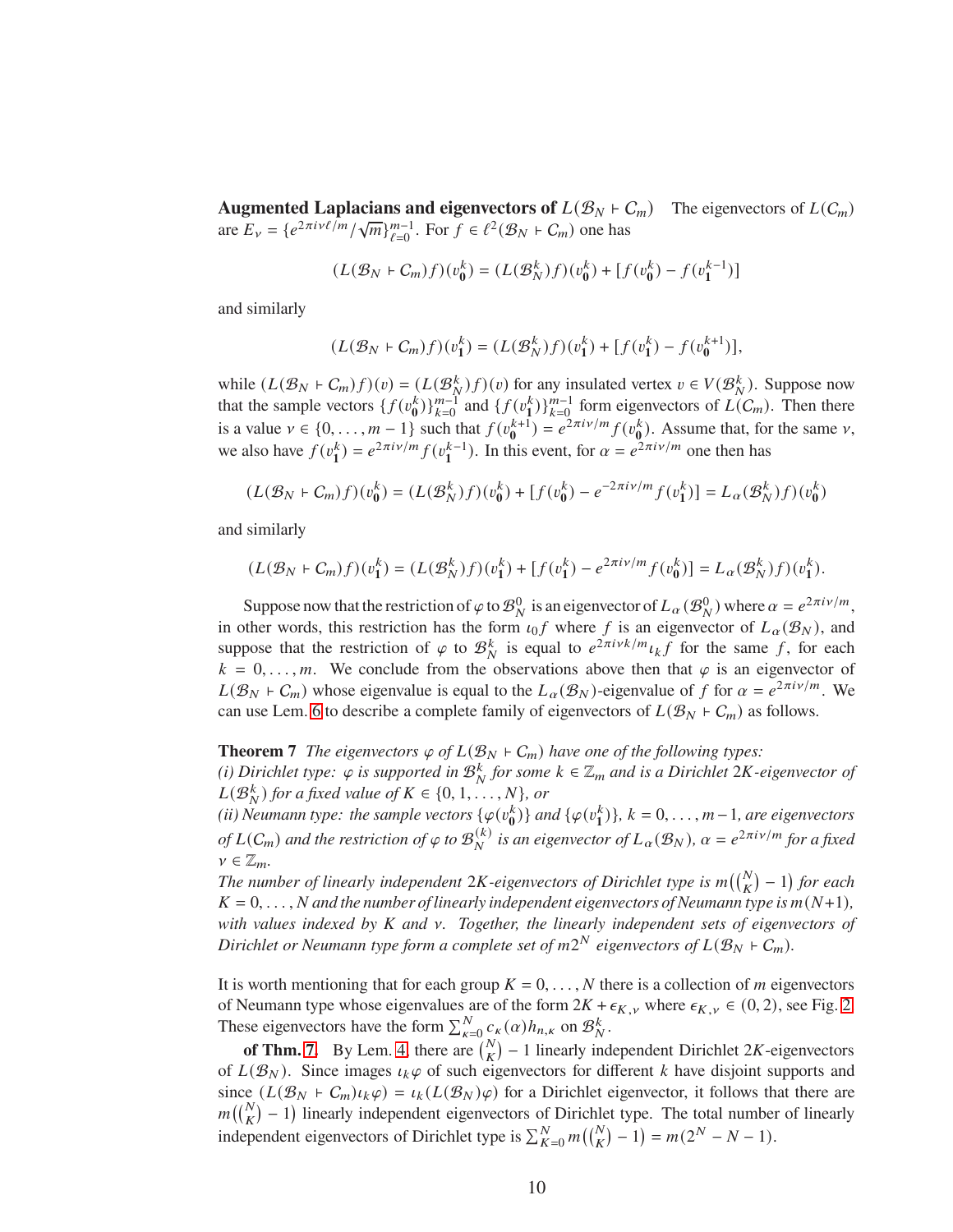**Augmented Laplacians and eigenvectors of $L(\mathcal{B}_N \vdash C_m)$** The eigenvectors of $L(C_m)$ are $E_\nu = \{e^{2\pi i\nu\ell/m}/\sqrt{m}\}_{\ell=0}^{m-1}$. For $f \in \ell^2(\mathcal{B}_N \vdash C_m)$ one has

$$(L(\mathcal{B}_N \vdash C_m)f)(v_{\mathbf{0}}^k) = (L(\mathcal{B}_N^k)f)(v_{\mathbf{0}}^k) + [f(v_{\mathbf{0}}^k) - f(v_{\mathbf{1}}^{k-1})]$$

and similarly

$$(L(\mathcal{B}_N \vdash C_m)f)(v_{\mathbf{1}}^k) = (L(\mathcal{B}_N^k)f)(v_{\mathbf{1}}^k) + [f(v_{\mathbf{1}}^k) - f(v_{\mathbf{0}}^{k+1})],$$

while $(L(\mathcal{B}_N \vdash C_m)f)(v) = (L(\mathcal{B}_N^k)f)(v)$ for any insulated vertex $v \in V(\mathcal{B}_N^k)$. Suppose now that the sample vectors $\{f(v_{\mathbf{0}}^k)\}_{k=0}^{m-1}$ and $\{f(v_{\mathbf{1}}^k)\}_{k=0}^{m-1}$ form eigenvectors of $L(C_m)$. Then there is a value $\nu \in \{0, \dots, m-1\}$ such that $f(v_{\mathbf{0}}^{k+1}) = e^{2\pi i\nu/m} f(v_{\mathbf{0}}^k)$. Assume that, for the same $\nu$, we also have $f(v_{\mathbf{1}}^k) = e^{2\pi i\nu/m} f(v_{\mathbf{1}}^{k-1})$. In this event, for $\alpha = e^{2\pi i\nu/m}$ one then has

$$(L(\mathcal{B}_N \vdash C_m)f)(v_{\mathbf{0}}^k) = (L(\mathcal{B}_N^k)f)(v_{\mathbf{0}}^k) + [f(v_{\mathbf{0}}^k) - e^{-2\pi i\nu/m} f(v_{\mathbf{1}}^k)] = L_\alpha(\mathcal{B}_N^k)f)(v_{\mathbf{0}}^k)$$

and similarly

$$(L(\mathcal{B}_N \vdash C_m)f)(v_{\mathbf{1}}^k) = (L(\mathcal{B}_N^k)f)(v_{\mathbf{1}}^k) + [f(v_{\mathbf{1}}^k) - e^{2\pi i\nu/m} f(v_{\mathbf{0}}^k)] = L_\alpha(\mathcal{B}_N^k)f)(v_{\mathbf{1}}^k).$$

Suppose now that the restriction of $\varphi$ to $\mathcal{B}_N^0$ is an eigenvector of $L_\alpha(\mathcal{B}_N^0)$ where $\alpha = e^{2\pi i\nu/m}$, in other words, this restriction has the form $\iota_0 f$ where $f$ is an eigenvector of $L_\alpha(\mathcal{B}_N)$, and suppose that the restriction of $\varphi$ to $\mathcal{B}_N^k$ is equal to $e^{2\pi i\nu k/m}\iota_k f$ for the same $f$, for each $k = 0, \dots, m$. We conclude from the observations above then that $\varphi$ is an eigenvector of $L(\mathcal{B}_N \vdash C_m)$ whose eigenvalue is equal to the $L_\alpha(\mathcal{B}_N)$-eigenvalue of $f$ for $\alpha = e^{2\pi i\nu/m}$. We can use Lem. 6 to describe a complete family of eigenvectors of $L(\mathcal{B}_N \vdash C_m)$ as follows.

**Theorem 7** *The eigenvectors $\varphi$ of $L(\mathcal{B}_N \vdash C_m)$ have one of the following types:*
*(i) Dirichlet type: $\varphi$ is supported in $\mathcal{B}_N^k$ for some $k \in \mathbb{Z}_m$ and is a Dirichlet $2K$-eigenvector of $L(\mathcal{B}_N^k)$ for a fixed value of $K \in \{0, 1, \dots, N\}$, or*
*(ii) Neumann type: the sample vectors $\{\varphi(v_{\mathbf{0}}^k)\}$ and $\{\varphi(v_{\mathbf{1}}^k)\}$, $k = 0, \dots, m-1$, are eigenvectors of $L(C_m)$ and the restriction of $\varphi$ to $\mathcal{B}_N^{(k)}$ is an eigenvector of $L_\alpha(\mathcal{B}_N)$, $\alpha = e^{2\pi i\nu/m}$ for a fixed $\nu \in \mathbb{Z}_m$.*
*The number of linearly independent $2K$-eigenvectors of Dirichlet type is $m\big(\binom{N}{K} - 1\big)$ for each $K = 0, \dots, N$ and the number of linearly independent eigenvectors of Neumann type is $m(N+1)$, with values indexed by $K$ and $\nu$. Together, the linearly independent sets of eigenvectors of Dirichlet or Neumann type form a complete set of $m2^N$ eigenvectors of $L(\mathcal{B}_N \vdash C_m)$.*

It is worth mentioning that for each group $K = 0, \dots, N$ there is a collection of $m$ eigenvectors of Neumann type whose eigenvalues are of the form $2K + \epsilon_{K,\nu}$ where $\epsilon_{K,\nu} \in (0, 2)$, see Fig. 2. These eigenvectors have the form $\sum_{\kappa=0}^{N} c_\kappa(\alpha) h_{n,\kappa}$ on $\mathcal{B}_N^k$.

**of Thm. 7.** By Lem. 4, there are $\binom{N}{K} - 1$ linearly independent Dirichlet $2K$-eigenvectors of $L(\mathcal{B}_N)$. Since images $\iota_k\varphi$ of such eigenvectors for different $k$ have disjoint supports and since $(L(\mathcal{B}_N \vdash C_m)\iota_k\varphi) = \iota_k(L(\mathcal{B}_N)\varphi)$ for a Dirichlet eigenvector, it follows that there are $m\big(\binom{N}{K} - 1\big)$ linearly independent eigenvectors of Dirichlet type. The total number of linearly independent eigenvectors of Dirichlet type is $\sum_{K=0}^{N} m\big(\binom{N}{K} - 1\big) = m(2^N - N - 1)$.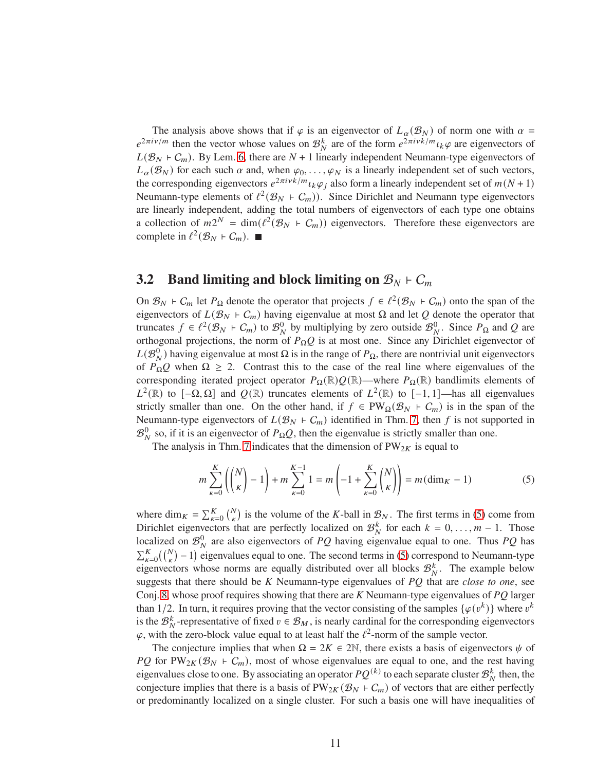The analysis above shows that if $\varphi$ is an eigenvector of $L_\alpha(\mathcal{B}_N)$ of norm one with $\alpha = e^{2\pi i\nu/m}$ then the vector whose values on $\mathcal{B}_N^k$ are of the form $e^{2\pi i\nu k/m}\iota_k\varphi$ are eigenvectors of $L(\mathcal{B}_N \vdash C_m)$. By Lem. 6, there are $N+1$ linearly independent Neumann-type eigenvectors of $L_\alpha(\mathcal{B}_N)$ for each such $\alpha$ and, when $\varphi_0, \dots, \varphi_N$ is a linearly independent set of such vectors, the corresponding eigenvectors $e^{2\pi i\nu k/m}\iota_k\varphi_j$ also form a linearly independent set of $m(N+1)$ Neumann-type elements of $\ell^2(\mathcal{B}_N \vdash C_m)$). Since Dirichlet and Neumann type eigenvectors are linearly independent, adding the total numbers of eigenvectors of each type one obtains a collection of $m2^N = \dim(\ell^2(\mathcal{B}_N \vdash C_m))$ eigenvectors. Therefore these eigenvectors are complete in $\ell^2(\mathcal{B}_N \vdash C_m)$. ∎

## 3.2 Band limiting and block limiting on $\mathcal{B}_N \vdash C_m$

On $\mathcal{B}_N \vdash C_m$ let $P_\Omega$ denote the operator that projects $f \in \ell^2(\mathcal{B}_N \vdash C_m)$ onto the span of the eigenvectors of $L(\mathcal{B}_N \vdash C_m)$ having eigenvalue at most $\Omega$ and let $Q$ denote the operator that truncates $f \in \ell^2(\mathcal{B}_N \vdash C_m)$ to $\mathcal{B}_N^0$ by multiplying by zero outside $\mathcal{B}_N^0$. Since $P_\Omega$ and $Q$ are orthogonal projections, the norm of $P_\Omega Q$ is at most one. Since any Dirichlet eigenvector of $L(\mathcal{B}_N^0)$ having eigenvalue at most $\Omega$ is in the range of $P_\Omega$, there are nontrivial unit eigenvectors of $P_\Omega Q$ when $\Omega \geq 2$. Contrast this to the case of the real line where eigenvalues of the corresponding iterated project operator $P_\Omega(\mathbb{R})Q(\mathbb{R})$—where $P_\Omega(\mathbb{R})$ bandlimits elements of $L^2(\mathbb{R})$ to $[-\Omega, \Omega]$ and $Q(\mathbb{R})$ truncates elements of $L^2(\mathbb{R})$ to $[-1, 1]$—has all eigenvalues strictly smaller than one. On the other hand, if $f \in \mathrm{PW}_\Omega(\mathcal{B}_N \vdash C_m)$ is in the span of the Neumann-type eigenvectors of $L(\mathcal{B}_N \vdash C_m)$ identified in Thm. 7, then $f$ is not supported in $\mathcal{B}_N^0$ so, if it is an eigenvector of $P_\Omega Q$, then the eigenvalue is strictly smaller than one.

The analysis in Thm. 7 indicates that the dimension of $\mathrm{PW}_{2K}$ is equal to

$$m\sum_{\kappa=0}^{K}\left(\binom{N}{\kappa} - 1\right) + m\sum_{\kappa=0}^{K-1} 1 = m\left(-1 + \sum_{\kappa=0}^{K}\binom{N}{\kappa}\right) = m(\dim_K - 1) \tag{5}$$

where $\dim_K = \sum_{\kappa=0}^{K}\binom{N}{\kappa}$ is the volume of the $K$-ball in $\mathcal{B}_N$. The first terms in (5) come from Dirichlet eigenvectors that are perfectly localized on $\mathcal{B}_N^k$ for each $k = 0, \dots, m-1$. Those localized on $\mathcal{B}_N^0$ are also eigenvectors of $PQ$ having eigenvalue equal to one. Thus $PQ$ has $\sum_{\kappa=0}^{K}\left(\binom{N}{\kappa} - 1\right)$ eigenvalues equal to one. The second terms in (5) correspond to Neumann-type eigenvectors whose norms are equally distributed over all blocks $\mathcal{B}_N^k$. The example below suggests that there should be $K$ Neumann-type eigenvalues of $PQ$ that are *close to one*, see Conj. 8, whose proof requires showing that there are $K$ Neumann-type eigenvalues of $PQ$ larger than $1/2$. In turn, it requires proving that the vector consisting of the samples $\{\varphi(v^k)\}$ where $v^k$ is the $\mathcal{B}_N^k$-representative of fixed $v \in \mathcal{B}_M$, is nearly cardinal for the corresponding eigenvectors $\varphi$, with the zero-block value equal to at least half the $\ell^2$-norm of the sample vector.

The conjecture implies that when $\Omega = 2K \in 2\mathbb{N}$, there exists a basis of eigenvectors $\psi$ of $PQ$ for $\mathrm{PW}_{2K}(\mathcal{B}_N \vdash C_m)$, most of whose eigenvalues are equal to one, and the rest having eigenvalues close to one. By associating an operator $PQ^{(k)}$ to each separate cluster $\mathcal{B}_N^k$ then, the conjecture implies that there is a basis of $\mathrm{PW}_{2K}(\mathcal{B}_N \vdash C_m)$ of vectors that are either perfectly or predominantly localized on a single cluster. For such a basis one will have inequalities of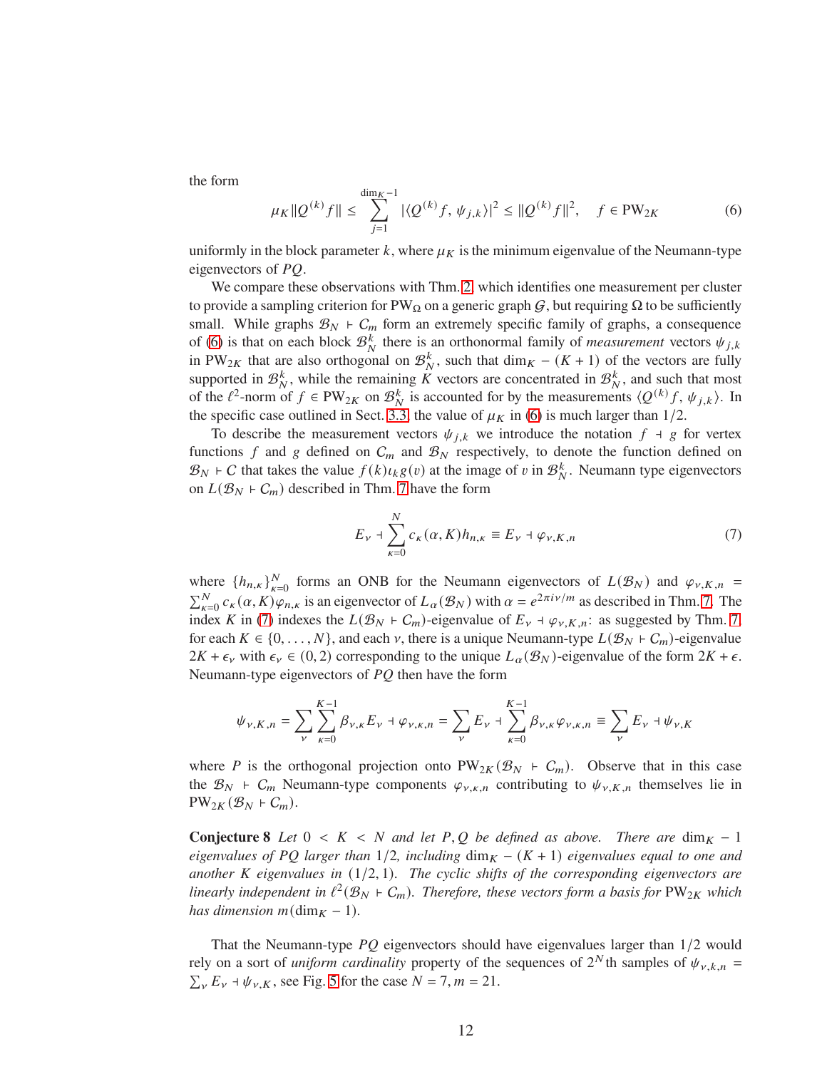the form

$$\mu_K \|Q^{(k)} f\| \leq \sum_{j=1}^{\dim_K - 1} |\langle Q^{(k)} f, \psi_{j,k} \rangle|^2 \leq \|Q^{(k)} f\|^2, \quad f \in \mathrm{PW}_{2K} \tag{6}$$

uniformly in the block parameter $k$, where $\mu_K$ is the minimum eigenvalue of the Neumann-type eigenvectors of $PQ$.

We compare these observations with Thm. 2, which identifies one measurement per cluster to provide a sampling criterion for $\mathrm{PW}_\Omega$ on a generic graph $\mathcal{G}$, but requiring $\Omega$ to be sufficiently small. While graphs $\mathcal{B}_N \vdash C_m$ form an extremely specific family of graphs, a consequence of (6) is that on each block $\mathcal{B}_N^k$ there is an orthonormal family of *measurement* vectors $\psi_{j,k}$ in $\mathrm{PW}_{2K}$ that are also orthogonal on $\mathcal{B}_N^k$, such that $\dim_K - (K+1)$ of the vectors are fully supported in $\mathcal{B}_N^k$, while the remaining $K$ vectors are concentrated in $\mathcal{B}_N^k$, and such that most of the $\ell^2$-norm of $f \in \mathrm{PW}_{2K}$ on $\mathcal{B}_N^k$ is accounted for by the measurements $\langle Q^{(k)} f, \psi_{j,k} \rangle$. In the specific case outlined in Sect. 3.3 the value of $\mu_K$ in (6) is much larger than $1/2$.

To describe the measurement vectors $\psi_{j,k}$ we introduce the notation $f \dashv g$ for vertex functions $f$ and $g$ defined on $C_m$ and $\mathcal{B}_N$ respectively, to denote the function defined on $\mathcal{B}_N \vdash C$ that takes the value $f(k)\iota_k g(v)$ at the image of $v$ in $\mathcal{B}_N^k$. Neumann type eigenvectors on $L(\mathcal{B}_N \vdash C_m)$ described in Thm. 7 have the form

$$E_\nu \dashv \sum_{\kappa=0}^{N} c_\kappa(\alpha, K) h_{n,\kappa} \equiv E_\nu \dashv \varphi_{\nu,K,n} \tag{7}$$

where $\{h_{n,\kappa}\}_{\kappa=0}^{N}$ forms an ONB for the Neumann eigenvectors of $L(\mathcal{B}_N)$ and $\varphi_{\nu,K,n} = \sum_{\kappa=0}^{N} c_\kappa(\alpha, K)\varphi_{n,\kappa}$ is an eigenvector of $L_\alpha(\mathcal{B}_N)$ with $\alpha = e^{2\pi i \nu/m}$ as described in Thm. 7. The index $K$ in (7) indexes the $L(\mathcal{B}_N \vdash C_m)$-eigenvalue of $E_\nu \dashv \varphi_{\nu,K,n}$: as suggested by Thm. 7, for each $K \in \{0, \dots, N\}$, and each $\nu$, there is a unique Neumann-type $L(\mathcal{B}_N \vdash C_m)$-eigenvalue $2K + \epsilon_\nu$ with $\epsilon_\nu \in (0, 2)$ corresponding to the unique $L_\alpha(\mathcal{B}_N)$-eigenvalue of the form $2K + \epsilon$. Neumann-type eigenvectors of $PQ$ then have the form

$$\psi_{\nu,K,n} = \sum_\nu \sum_{\kappa=0}^{K-1} \beta_{\nu,\kappa} E_\nu \dashv \varphi_{\nu,\kappa,n} = \sum_\nu E_\nu \dashv \sum_{\kappa=0}^{K-1} \beta_{\nu,\kappa}\varphi_{\nu,\kappa,n} \equiv \sum_\nu E_\nu \dashv \psi_{\nu,K}$$

where $P$ is the orthogonal projection onto $\mathrm{PW}_{2K}(\mathcal{B}_N \vdash C_m)$. Observe that in this case the $\mathcal{B}_N \vdash C_m$ Neumann-type components $\varphi_{\nu,\kappa,n}$ contributing to $\psi_{\nu,K,n}$ themselves lie in $\mathrm{PW}_{2K}(\mathcal{B}_N \vdash C_m)$.

**Conjecture 8** *Let $0 < K < N$ and let $P, Q$ be defined as above. There are $\dim_K - 1$ eigenvalues of $PQ$ larger than $1/2$, including $\dim_K - (K+1)$ eigenvalues equal to one and another $K$ eigenvalues in $(1/2, 1)$. The cyclic shifts of the corresponding eigenvectors are linearly independent in $\ell^2(\mathcal{B}_N \vdash C_m)$. Therefore, these vectors form a basis for $\mathrm{PW}_{2K}$ which has dimension $m(\dim_K - 1)$.*

That the Neumann-type $PQ$ eigenvectors should have eigenvalues larger than $1/2$ would rely on a sort of *uniform cardinality* property of the sequences of $2^N$th samples of $\psi_{\nu,k,n} = \sum_\nu E_\nu \dashv \psi_{\nu,K}$, see Fig. 5 for the case $N = 7, m = 21$.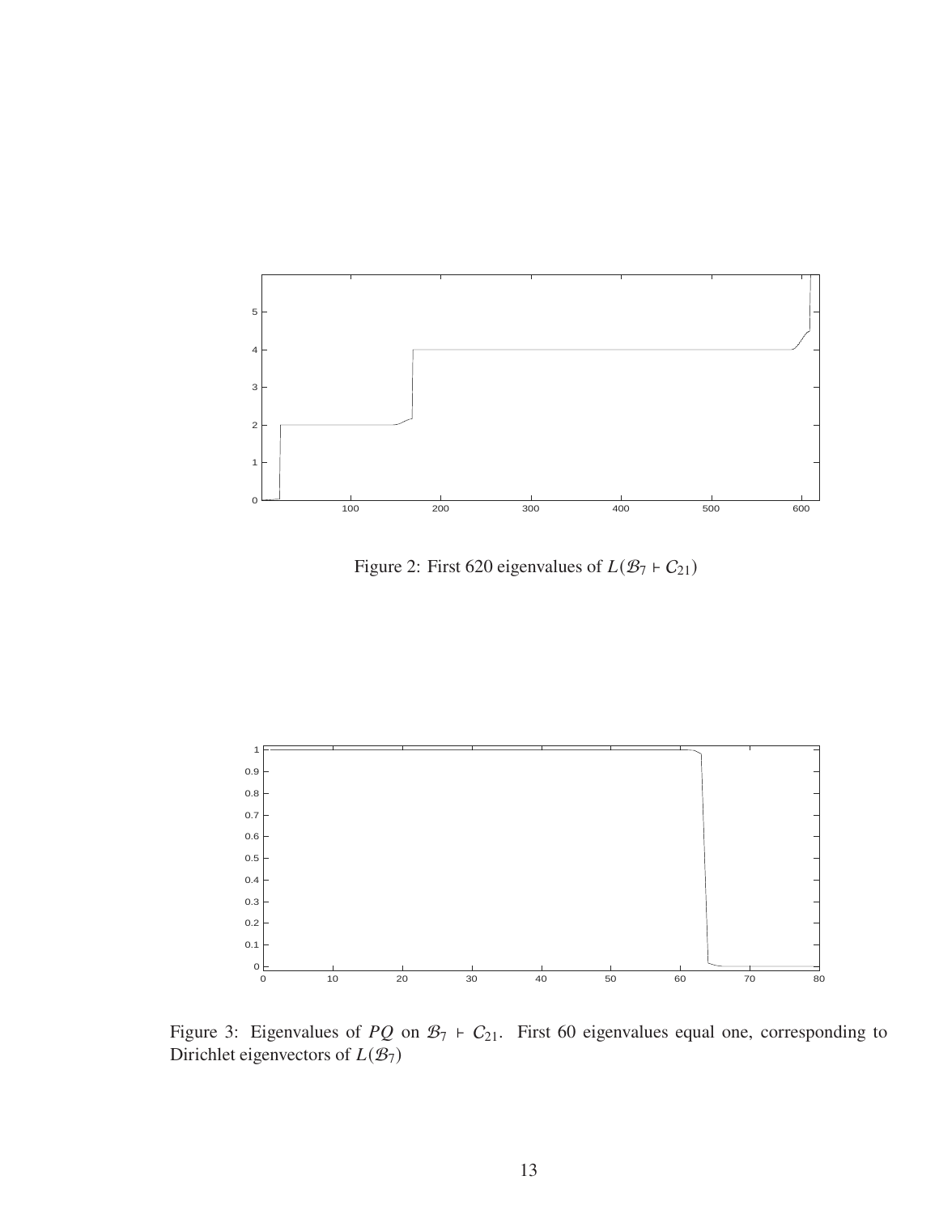Figure 2: First 620 eigenvalues of $L(\mathcal{B}_7 \vdash C_{21})$

Figure 3: Eigenvalues of $PQ$ on $\mathcal{B}_7 \vdash C_{21}$. First 60 eigenvalues equal one, corresponding to Dirichlet eigenvectors of $L(\mathcal{B}_7)$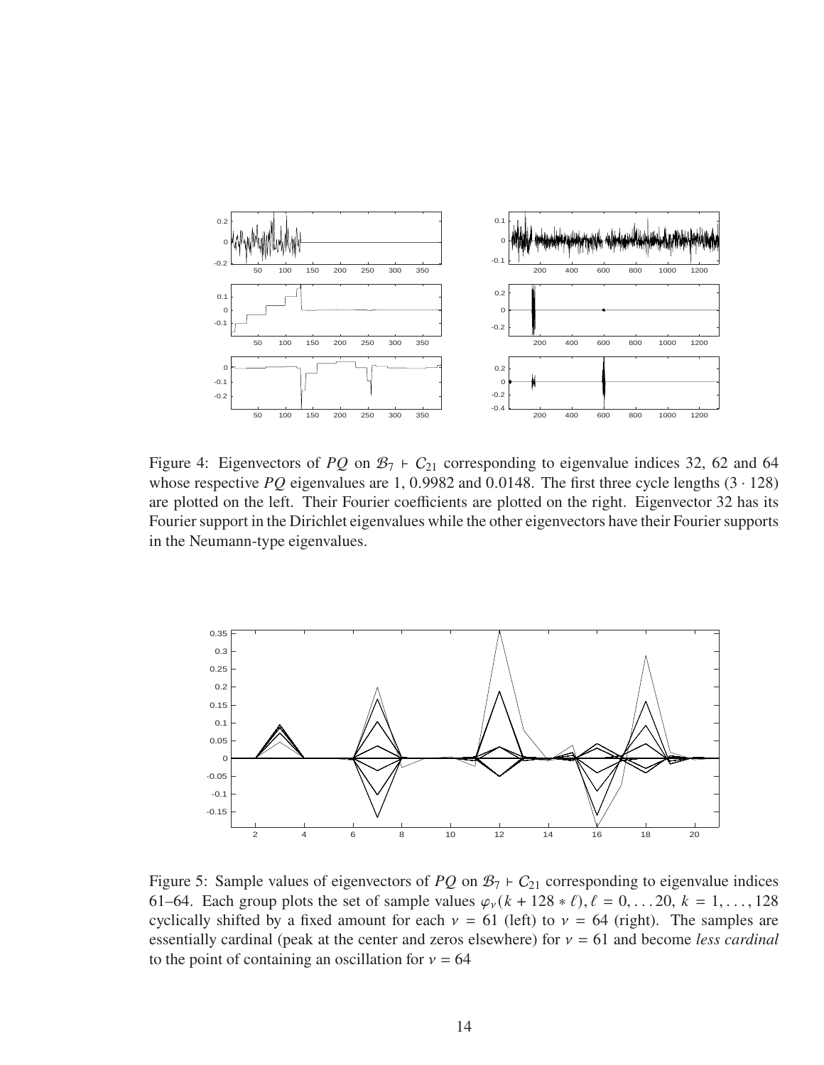Figure 4: Eigenvectors of $PQ$ on $\mathcal{B}_7 \vdash \mathcal{C}_{21}$ corresponding to eigenvalue indices 32, 62 and 64 whose respective $PQ$ eigenvalues are 1, 0.9982 and 0.0148. The first three cycle lengths $(3 \cdot 128)$ are plotted on the left. Their Fourier coefficients are plotted on the right. Eigenvector 32 has its Fourier support in the Dirichlet eigenvalues while the other eigenvectors have their Fourier supports in the Neumann-type eigenvalues.

Figure 5: Sample values of eigenvectors of $PQ$ on $\mathcal{B}_7 \vdash \mathcal{C}_{21}$ corresponding to eigenvalue indices 61–64. Each group plots the set of sample values $\varphi_\nu(k + 128 * \ell), \ell = 0, \ldots 20, k = 1, \ldots, 128$ cyclically shifted by a fixed amount for each $\nu = 61$ (left) to $\nu = 64$ (right). The samples are essentially cardinal (peak at the center and zeros elsewhere) for $\nu = 61$ and become *less cardinal* to the point of containing an oscillation for $\nu = 64$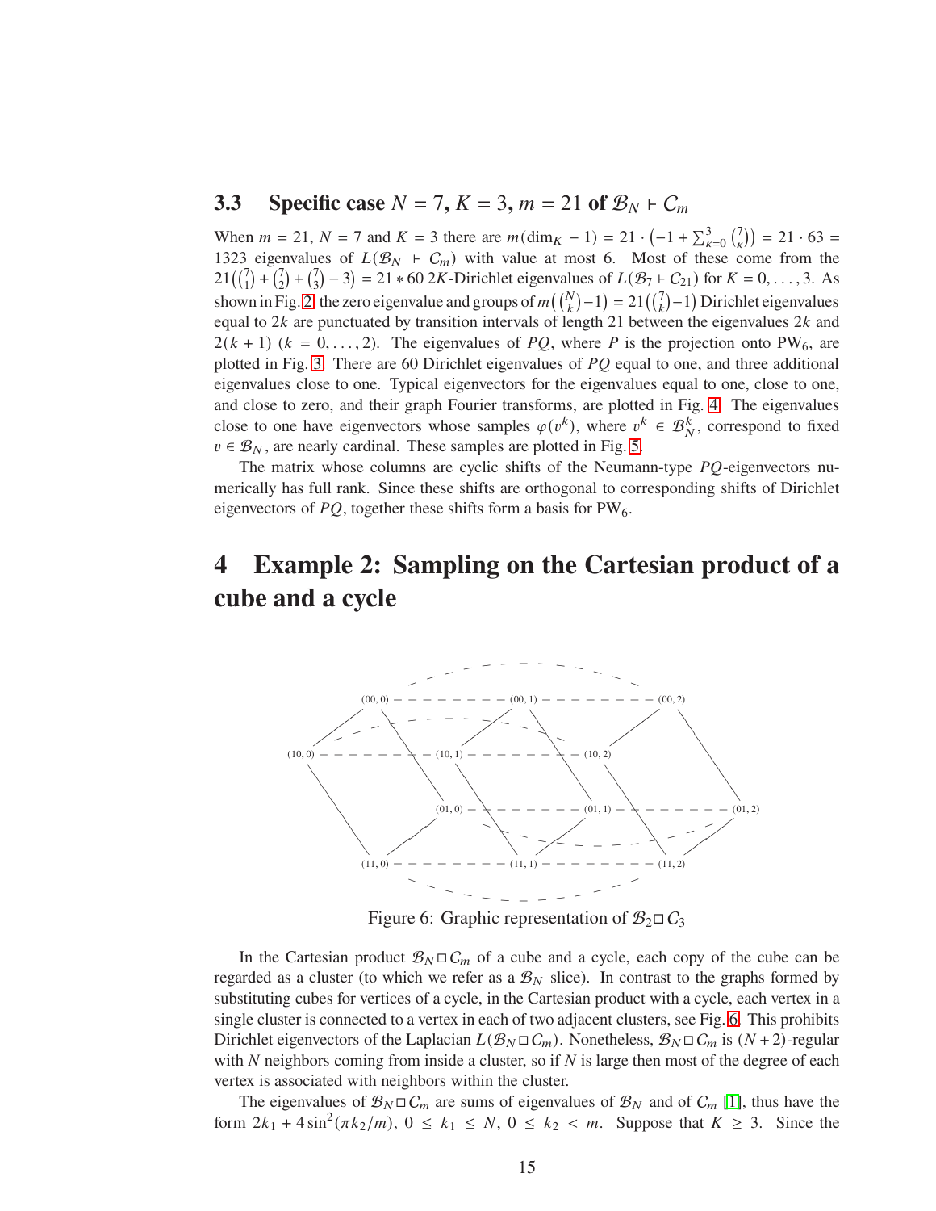### 3.3 Specific case $N = 7$, $K = 3$, $m = 21$ of $\mathcal{B}_N \vdash C_m$

When $m = 21$, $N = 7$ and $K = 3$ there are $m(\dim_K - 1) = 21 \cdot \left(-1 + \sum_{\kappa=0}^{3} \binom{7}{\kappa}\right) = 21 \cdot 63 = 1323$ eigenvalues of $L(\mathcal{B}_N \vdash C_m)$ with value at most 6. Most of these come from the $21\left(\binom{7}{1} + \binom{7}{2} + \binom{7}{3} - 3\right) = 21 * 60$ $2K$-Dirichlet eigenvalues of $L(\mathcal{B}_7 \vdash C_{21})$ for $K = 0, \ldots, 3$. As shown in Fig. 2, the zero eigenvalue and groups of $m\left(\binom{N}{k} - 1\right) = 21\left(\binom{7}{k} - 1\right)$ Dirichlet eigenvalues equal to $2k$ are punctuated by transition intervals of length 21 between the eigenvalues $2k$ and $2(k+1)$ ($k = 0, \ldots, 2$). The eigenvalues of $PQ$, where $P$ is the projection onto $\mathrm{PW}_6$, are plotted in Fig. 3. There are 60 Dirichlet eigenvalues of $PQ$ equal to one, and three additional eigenvalues close to one. Typical eigenvectors for the eigenvalues equal to one, close to one, and close to zero, and their graph Fourier transforms, are plotted in Fig. 4. The eigenvalues close to one have eigenvectors whose samples $\varphi(v^k)$, where $v^k \in \mathcal{B}_N^k$, correspond to fixed $v \in \mathcal{B}_N$, are nearly cardinal. These samples are plotted in Fig. 5.

The matrix whose columns are cyclic shifts of the Neumann-type $PQ$-eigenvectors numerically has full rank. Since these shifts are orthogonal to corresponding shifts of Dirichlet eigenvectors of $PQ$, together these shifts form a basis for $\mathrm{PW}_6$.

# 4 Example 2: Sampling on the Cartesian product of a cube and a cycle

Figure 6: Graphic representation of $\mathcal{B}_2 \square C_3$

In the Cartesian product $\mathcal{B}_N \square C_m$ of a cube and a cycle, each copy of the cube can be regarded as a cluster (to which we refer as a $\mathcal{B}_N$ slice). In contrast to the graphs formed by substituting cubes for vertices of a cycle, in the Cartesian product with a cycle, each vertex in a single cluster is connected to a vertex in each of two adjacent clusters, see Fig. 6. This prohibits Dirichlet eigenvectors of the Laplacian $L(\mathcal{B}_N \square C_m)$. Nonetheless, $\mathcal{B}_N \square C_m$ is $(N+2)$-regular with $N$ neighbors coming from inside a cluster, so if $N$ is large then most of the degree of each vertex is associated with neighbors within the cluster.

The eigenvalues of $\mathcal{B}_N \square C_m$ are sums of eigenvalues of $\mathcal{B}_N$ and of $C_m$ [1], thus have the form $2k_1 + 4\sin^2(\pi k_2/m)$, $0 \leq k_1 \leq N$, $0 \leq k_2 < m$. Suppose that $K \geq 3$. Since the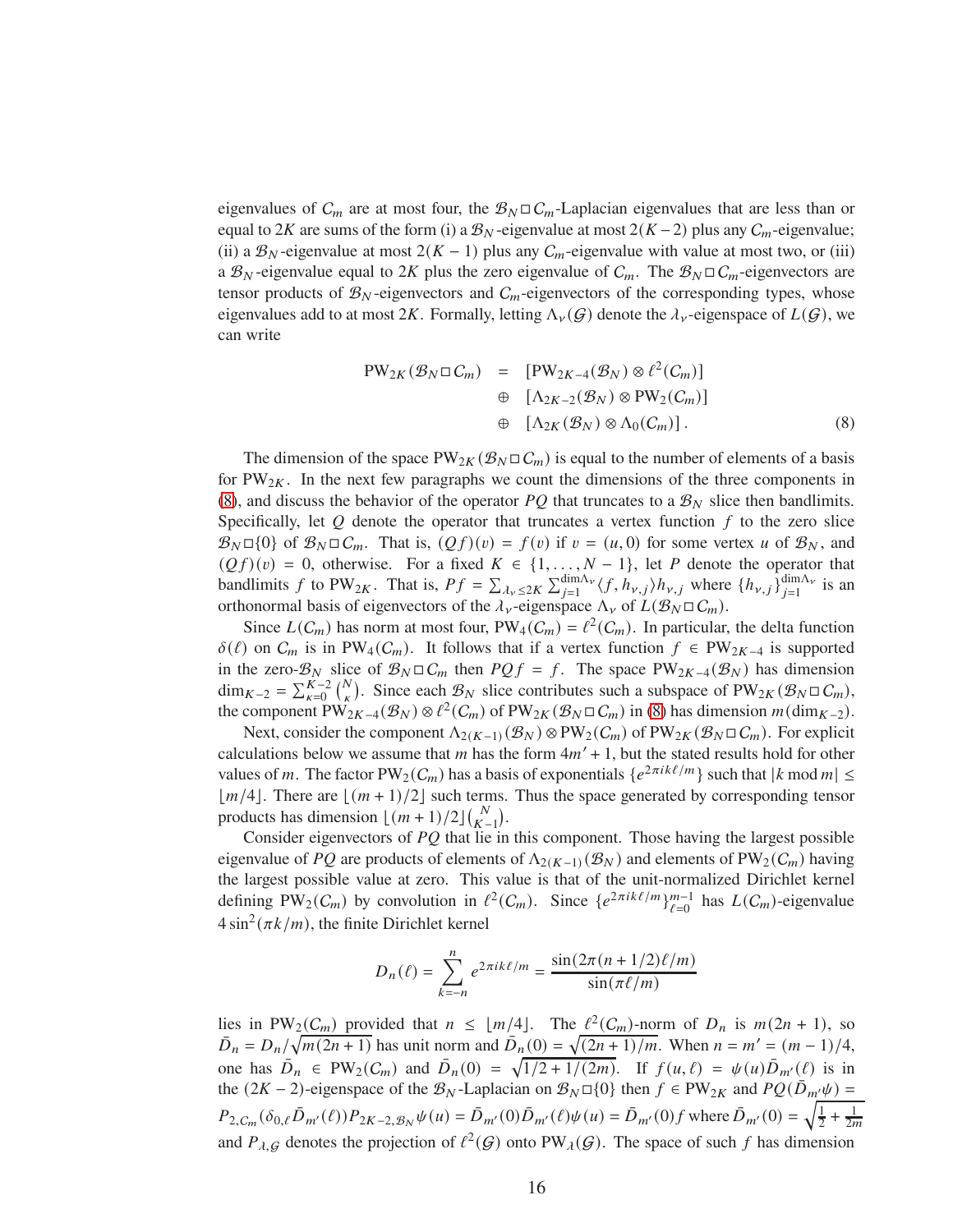eigenvalues of $C_m$ are at most four, the $\mathcal{B}_N \Box C_m$-Laplacian eigenvalues that are less than or equal to $2K$ are sums of the form (i) a $\mathcal{B}_N$-eigenvalue at most $2(K-2)$ plus any $C_m$-eigenvalue; (ii) a $\mathcal{B}_N$-eigenvalue at most $2(K-1)$ plus any $C_m$-eigenvalue with value at most two, or (iii) a $\mathcal{B}_N$-eigenvalue equal to $2K$ plus the zero eigenvalue of $C_m$. The $\mathcal{B}_N \Box C_m$-eigenvectors are tensor products of $\mathcal{B}_N$-eigenvectors and $C_m$-eigenvectors of the corresponding types, whose eigenvalues add to at most $2K$. Formally, letting $\Lambda_\nu(\mathcal{G})$ denote the $\lambda_\nu$-eigenspace of $L(\mathcal{G})$, we can write

$$
\begin{aligned}
\mathrm{PW}_{2K}(\mathcal{B}_N \Box C_m) \;&=\; [\mathrm{PW}_{2K-4}(\mathcal{B}_N) \otimes \ell^2(C_m)] \\
&\oplus\; [\Lambda_{2K-2}(\mathcal{B}_N) \otimes \mathrm{PW}_2(C_m)] \\
&\oplus\; [\Lambda_{2K}(\mathcal{B}_N) \otimes \Lambda_0(C_m)]\,. 
\end{aligned}
\tag{8}
$$

The dimension of the space $\mathrm{PW}_{2K}(\mathcal{B}_N \Box C_m)$ is equal to the number of elements of a basis for $\mathrm{PW}_{2K}$. In the next few paragraphs we count the dimensions of the three components in (8), and discuss the behavior of the operator $PQ$ that truncates to a $\mathcal{B}_N$ slice then bandlimits. Specifically, let $Q$ denote the operator that truncates a vertex function $f$ to the zero slice $\mathcal{B}_N \Box \{0\}$ of $\mathcal{B}_N \Box C_m$. That is, $(Qf)(v) = f(v)$ if $v = (u, 0)$ for some vertex $u$ of $\mathcal{B}_N$, and $(Qf)(v) = 0$, otherwise. For a fixed $K \in \{1, \ldots, N-1\}$, let $P$ denote the operator that bandlimits $f$ to $\mathrm{PW}_{2K}$. That is, $Pf = \sum_{\lambda_\nu \le 2K} \sum_{j=1}^{\dim \Lambda_\nu} \langle f, h_{\nu,j}\rangle h_{\nu,j}$ where $\{h_{\nu,j}\}_{j=1}^{\dim\Lambda_\nu}$ is an orthonormal basis of eigenvectors of the $\lambda_\nu$-eigenspace $\Lambda_\nu$ of $L(\mathcal{B}_N \Box C_m)$.

Since $L(C_m)$ has norm at most four, $\mathrm{PW}_4(C_m) = \ell^2(C_m)$. In particular, the delta function $\delta(\ell)$ on $C_m$ is in $\mathrm{PW}_4(C_m)$. It follows that if a vertex function $f \in \mathrm{PW}_{2K-4}$ is supported in the zero-$\mathcal{B}_N$ slice of $\mathcal{B}_N \Box C_m$ then $PQf = f$. The space $\mathrm{PW}_{2K-4}(\mathcal{B}_N)$ has dimension $\dim_{K-2} = \sum_{\kappa=0}^{K-2} \binom{N}{\kappa}$. Since each $\mathcal{B}_N$ slice contributes such a subspace of $\mathrm{PW}_{2K}(\mathcal{B}_N \Box C_m)$, the component $\mathrm{PW}_{2K-4}(\mathcal{B}_N) \otimes \ell^2(C_m)$ of $\mathrm{PW}_{2K}(\mathcal{B}_N \Box C_m)$ in (8) has dimension $m(\dim_{K-2})$.

Next, consider the component $\Lambda_{2(K-1)}(\mathcal{B}_N) \otimes \mathrm{PW}_2(C_m)$ of $\mathrm{PW}_{2K}(\mathcal{B}_N \Box C_m)$. For explicit calculations below we assume that $m$ has the form $4m'+1$, but the stated results hold for other values of $m$. The factor $\mathrm{PW}_2(C_m)$ has a basis of exponentials $\{e^{2\pi i k\ell/m}\}$ such that $|k \bmod m| \le \lfloor m/4 \rfloor$. There are $\lfloor (m+1)/2 \rfloor$ such terms. Thus the space generated by corresponding tensor products has dimension $\lfloor (m+1)/2 \rfloor \binom{N}{K-1}$.

Consider eigenvectors of $PQ$ that lie in this component. Those having the largest possible eigenvalue of $PQ$ are products of elements of $\Lambda_{2(K-1)}(\mathcal{B}_N)$ and elements of $\mathrm{PW}_2(C_m)$ having the largest possible value at zero. This value is that of the unit-normalized Dirichlet kernel defining $\mathrm{PW}_2(C_m)$ by convolution in $\ell^2(C_m)$. Since $\{e^{2\pi i k\ell/m}\}_{\ell=0}^{m-1}$ has $L(C_m)$-eigenvalue $4\sin^2(\pi k/m)$, the finite Dirichlet kernel

$$
D_n(\ell) = \sum_{k=-n}^{n} e^{2\pi i k\ell/m} = \frac{\sin(2\pi(n+1/2)\ell/m)}{\sin(\pi\ell/m)}
$$

lies in $\mathrm{PW}_2(C_m)$ provided that $n \le \lfloor m/4 \rfloor$. The $\ell^2(C_m)$-norm of $D_n$ is $m(2n+1)$, so $\bar{D}_n = D_n/\sqrt{m(2n+1)}$ has unit norm and $\bar{D}_n(0) = \sqrt{(2n+1)/m}$. When $n = m' = (m-1)/4$, one has $\bar{D}_n \in \mathrm{PW}_2(C_m)$ and $\bar{D}_n(0) = \sqrt{1/2 + 1/(2m)}$. If $f(u,\ell) = \psi(u)\bar{D}_{m'}(\ell)$ is in the $(2K-2)$-eigenspace of the $\mathcal{B}_N$-Laplacian on $\mathcal{B}_N \Box \{0\}$ then $f \in \mathrm{PW}_{2K}$ and $PQ(\bar{D}_{m'}\psi) = P_{2,C_m}(\delta_{0,\ell}\bar{D}_{m'}(\ell))P_{2K-2,\mathcal{B}_N}\psi(u) = \bar{D}_{m'}(0)\bar{D}_{m'}(\ell)\psi(u) = \bar{D}_{m'}(0)f$ where $\bar{D}_{m'}(0) = \sqrt{\frac{1}{2} + \frac{1}{2m}}$ and $P_{\lambda,\mathcal{G}}$ denotes the projection of $\ell^2(\mathcal{G})$ onto $\mathrm{PW}_\lambda(\mathcal{G})$. The space of such $f$ has dimension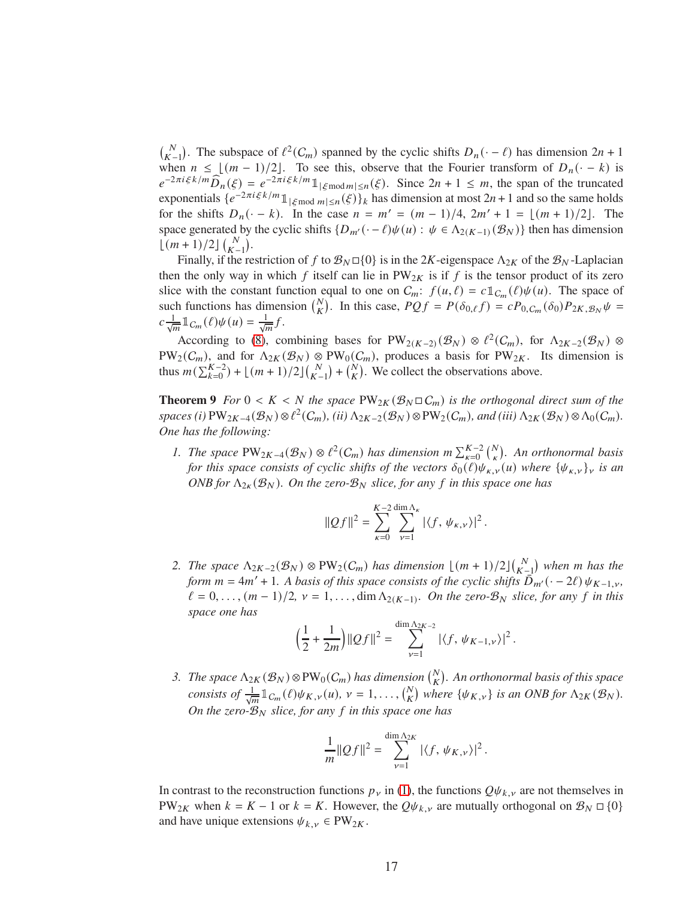$\binom{N}{K-1}$. The subspace of $\ell^2(\mathcal{C}_m)$ spanned by the cyclic shifts $D_n(\cdot - \ell)$ has dimension $2n+1$ when $n \le \lfloor (m-1)/2 \rfloor$. To see this, observe that the Fourier transform of $D_n(\cdot - k)$ is $e^{-2\pi i \xi k/m}\widehat{D}_n(\xi) = e^{-2\pi i \xi k/m}\mathbb{1}_{|\xi \bmod m| \le n}(\xi)$. Since $2n+1 \le m$, the span of the truncated exponentials $\{e^{-2\pi i \xi k/m}\mathbb{1}_{|\xi \bmod m| \le n}(\xi)\}_k$ has dimension at most $2n+1$ and so the same holds for the shifts $D_n(\cdot - k)$. In the case $n = m' = (m-1)/4$, $2m'+1 = \lfloor (m+1)/2 \rfloor$. The space generated by the cyclic shifts $\{D_{m'}(\cdot - \ell)\psi(u) : \psi \in \Lambda_{2(K-1)}(\mathcal{B}_N)\}$ then has dimension $\lfloor (m+1)/2 \rfloor \binom{N}{K-1}$.

Finally, if the restriction of $f$ to $\mathcal{B}_N \square \{0\}$ is in the $2K$-eigenspace $\Lambda_{2K}$ of the $\mathcal{B}_N$-Laplacian then the only way in which $f$ itself can lie in $\mathrm{PW}_{2K}$ is if $f$ is the tensor product of its zero slice with the constant function equal to one on $\mathcal{C}_m$: $f(u,\ell) = c\mathbb{1}_{\mathcal{C}_m}(\ell)\psi(u)$. The space of such functions has dimension $\binom{N}{K}$. In this case, $PQf = P(\delta_{0,\ell} f) = cP_{0,\mathcal{C}_m}(\delta_0)P_{2K,\mathcal{B}_N}\psi = c\frac{1}{\sqrt{m}}\mathbb{1}_{\mathcal{C}_m}(\ell)\psi(u) = \frac{1}{\sqrt{m}}f$.

According to (8), combining bases for $\mathrm{PW}_{2(K-2)}(\mathcal{B}_N) \otimes \ell^2(\mathcal{C}_m)$, for $\Lambda_{2K-2}(\mathcal{B}_N) \otimes \mathrm{PW}_2(\mathcal{C}_m)$, and for $\Lambda_{2K}(\mathcal{B}_N) \otimes \mathrm{PW}_0(\mathcal{C}_m)$, produces a basis for $\mathrm{PW}_{2K}$. Its dimension is thus $m(\sum_{k=0}^{K-2}) + \lfloor (m+1)/2 \rfloor \binom{N}{K-1} + \binom{N}{K}$. We collect the observations above.

**Theorem 9** *For $0 < K < N$ the space $\mathrm{PW}_{2K}(\mathcal{B}_N \square \mathcal{C}_m)$ is the orthogonal direct sum of the spaces (i) $\mathrm{PW}_{2K-4}(\mathcal{B}_N) \otimes \ell^2(\mathcal{C}_m)$, (ii) $\Lambda_{2K-2}(\mathcal{B}_N) \otimes \mathrm{PW}_2(\mathcal{C}_m)$, and (iii) $\Lambda_{2K}(\mathcal{B}_N) \otimes \Lambda_0(\mathcal{C}_m)$. One has the following:*

1. *The space $\mathrm{PW}_{2K-4}(\mathcal{B}_N) \otimes \ell^2(\mathcal{C}_m)$ has dimension $m\sum_{\kappa=0}^{K-2}\binom{N}{\kappa}$. An orthonormal basis for this space consists of cyclic shifts of the vectors $\delta_0(\ell)\psi_{\kappa,\nu}(u)$ where $\{\psi_{\kappa,\nu}\}_\nu$ is an ONB for $\Lambda_{2\kappa}(\mathcal{B}_N)$. On the zero-$\mathcal{B}_N$ slice, for any $f$ in this space one has*

$$\|Qf\|^2 = \sum_{\kappa=0}^{K-2}\sum_{\nu=1}^{\dim \Lambda_\kappa} |\langle f,\, \psi_{\kappa,\nu}\rangle|^2 .$$

2. *The space $\Lambda_{2K-2}(\mathcal{B}_N) \otimes \mathrm{PW}_2(\mathcal{C}_m)$ has dimension $\lfloor (m+1)/2 \rfloor \binom{N}{K-1}$ when $m$ has the form $m = 4m'+1$. A basis of this space consists of the cyclic shifts $\tilde{D}_{m'}(\cdot - 2\ell)\,\psi_{K-1,\nu}$, $\ell = 0,\dots,(m-1)/2$, $\nu = 1,\dots,\dim \Lambda_{2(K-1)}$. On the zero-$\mathcal{B}_N$ slice, for any $f$ in this space one has*

$$\Big(\frac{1}{2} + \frac{1}{2m}\Big)\|Qf\|^2 = \sum_{\nu=1}^{\dim \Lambda_{2K-2}} |\langle f,\, \psi_{K-1,\nu}\rangle|^2 .$$

3. *The space $\Lambda_{2K}(\mathcal{B}_N) \otimes \mathrm{PW}_0(\mathcal{C}_m)$ has dimension $\binom{N}{K}$. An orthonormal basis of this space consists of $\frac{1}{\sqrt{m}}\mathbb{1}_{\mathcal{C}_m}(\ell)\psi_{K,\nu}(u)$, $\nu = 1,\dots,\binom{N}{K}$ where $\{\psi_{K,\nu}\}$ is an ONB for $\Lambda_{2K}(\mathcal{B}_N)$. On the zero-$\mathcal{B}_N$ slice, for any $f$ in this space one has*

$$\frac{1}{m}\|Qf\|^2 = \sum_{\nu=1}^{\dim \Lambda_{2K}} |\langle f,\, \psi_{K,\nu}\rangle|^2 .$$

In contrast to the reconstruction functions $p_\nu$ in (1), the functions $Q\psi_{k,\nu}$ are not themselves in $\mathrm{PW}_{2K}$ when $k = K-1$ or $k = K$. However, the $Q\psi_{k,\nu}$ are mutually orthogonal on $\mathcal{B}_N \square \{0\}$ and have unique extensions $\psi_{k,\nu} \in \mathrm{PW}_{2K}$.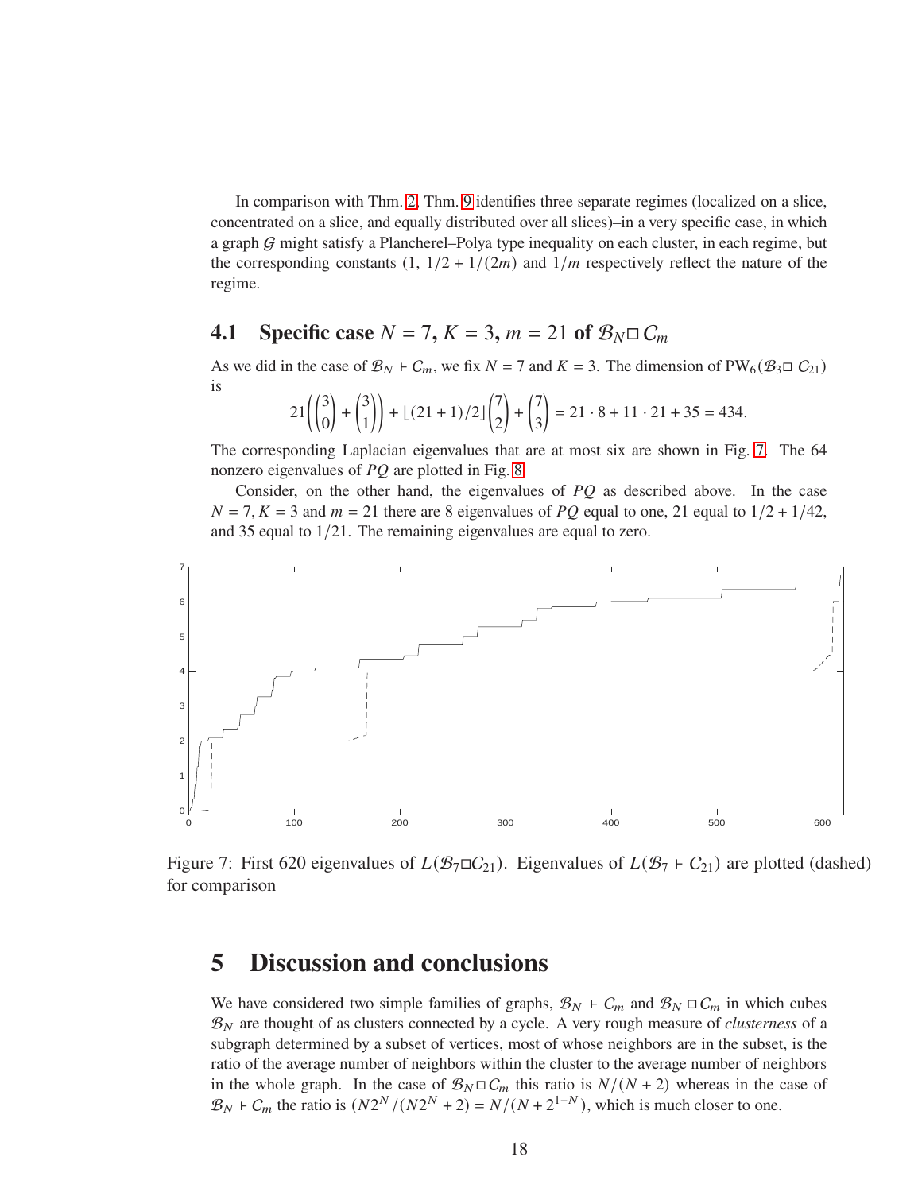In comparison with Thm. 2, Thm. 9 identifies three separate regimes (localized on a slice, concentrated on a slice, and equally distributed over all slices)–in a very specific case, in which a graph $\mathcal{G}$ might satisfy a Plancherel–Polya type inequality on each cluster, in each regime, but the corresponding constants ($1$, $1/2 + 1/(2m)$ and $1/m$ respectively reflect the nature of the regime.

## 4.1 Specific case $N = 7$, $K = 3$, $m = 21$ of $\mathcal{B}_N \square \mathcal{C}_m$

As we did in the case of $\mathcal{B}_N \vdash \mathcal{C}_m$, we fix $N = 7$ and $K = 3$. The dimension of $\mathrm{PW}_6(\mathcal{B}_3 \square \mathcal{C}_{21})$ is

$$21\left(\binom{3}{0} + \binom{3}{1}\right) + \lfloor (21+1)/2 \rfloor \binom{7}{2} + \binom{7}{3} = 21 \cdot 8 + 11 \cdot 21 + 35 = 434.$$

The corresponding Laplacian eigenvalues that are at most six are shown in Fig. 7. The 64 nonzero eigenvalues of $PQ$ are plotted in Fig. 8.

Consider, on the other hand, the eigenvalues of $PQ$ as described above. In the case $N = 7$, $K = 3$ and $m = 21$ there are 8 eigenvalues of $PQ$ equal to one, 21 equal to $1/2 + 1/42$, and 35 equal to $1/21$. The remaining eigenvalues are equal to zero.

Figure 7: First 620 eigenvalues of $L(\mathcal{B}_7 \square \mathcal{C}_{21})$. Eigenvalues of $L(\mathcal{B}_7 \vdash \mathcal{C}_{21})$ are plotted (dashed) for comparison

# 5 Discussion and conclusions

We have considered two simple families of graphs, $\mathcal{B}_N \vdash \mathcal{C}_m$ and $\mathcal{B}_N \square \mathcal{C}_m$ in which cubes $\mathcal{B}_N$ are thought of as clusters connected by a cycle. A very rough measure of *clusterness* of a subgraph determined by a subset of vertices, most of whose neighbors are in the subset, is the ratio of the average number of neighbors within the cluster to the average number of neighbors in the whole graph. In the case of $\mathcal{B}_N \square \mathcal{C}_m$ this ratio is $N/(N+2)$ whereas in the case of $\mathcal{B}_N \vdash \mathcal{C}_m$ the ratio is $(N2^N/(N2^N + 2) = N/(N + 2^{1-N})$, which is much closer to one.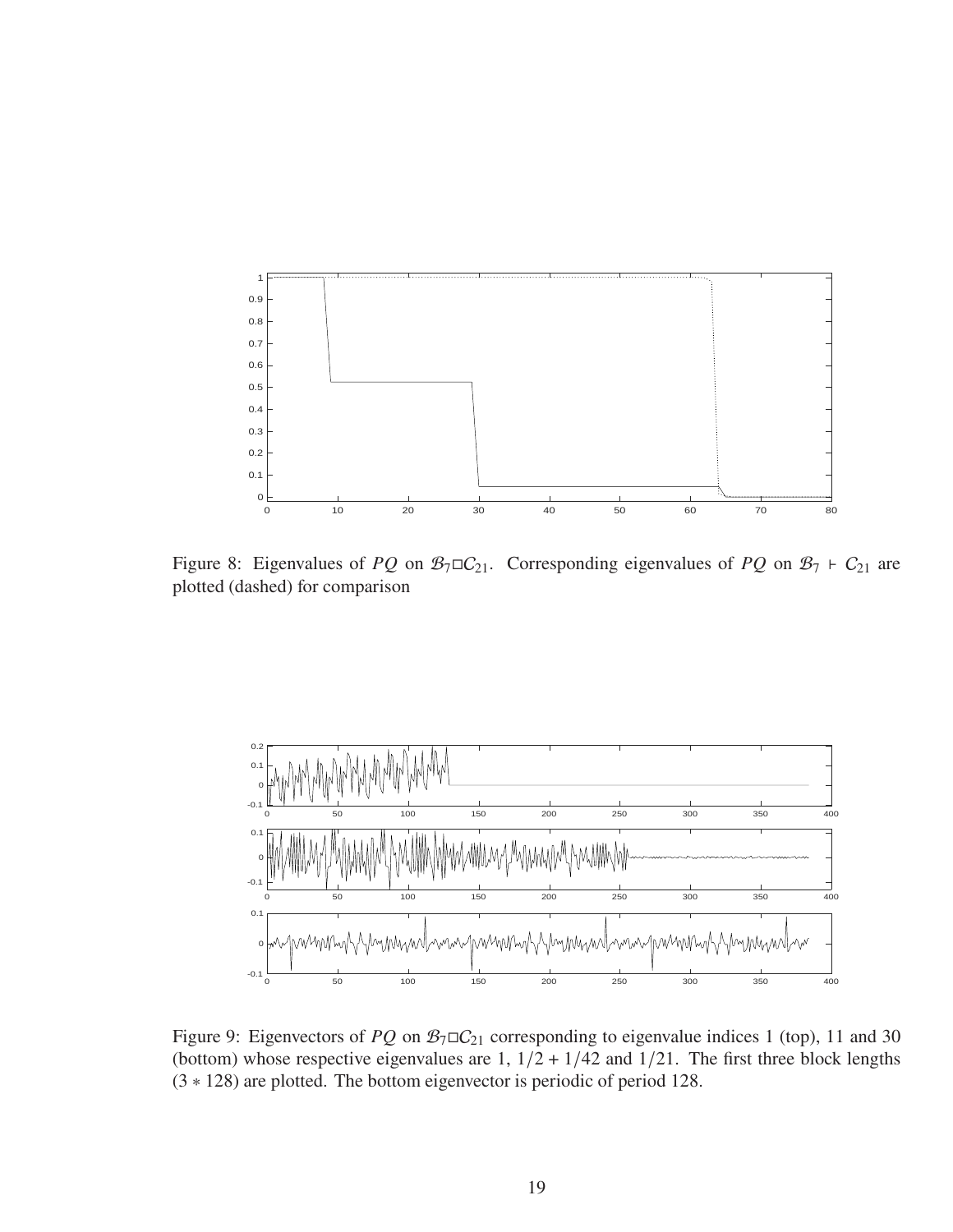Figure 8: Eigenvalues of $PQ$ on $\mathcal{B}_7 \square \mathcal{C}_{21}$. Corresponding eigenvalues of $PQ$ on $\mathcal{B}_7 \vdash \mathcal{C}_{21}$ are plotted (dashed) for comparison

Figure 9: Eigenvectors of $PQ$ on $\mathcal{B}_7 \square \mathcal{C}_{21}$ corresponding to eigenvalue indices 1 (top), 11 and 30 (bottom) whose respective eigenvalues are 1, $1/2 + 1/42$ and $1/21$. The first three block lengths $(3 * 128)$ are plotted. The bottom eigenvector is periodic of period 128.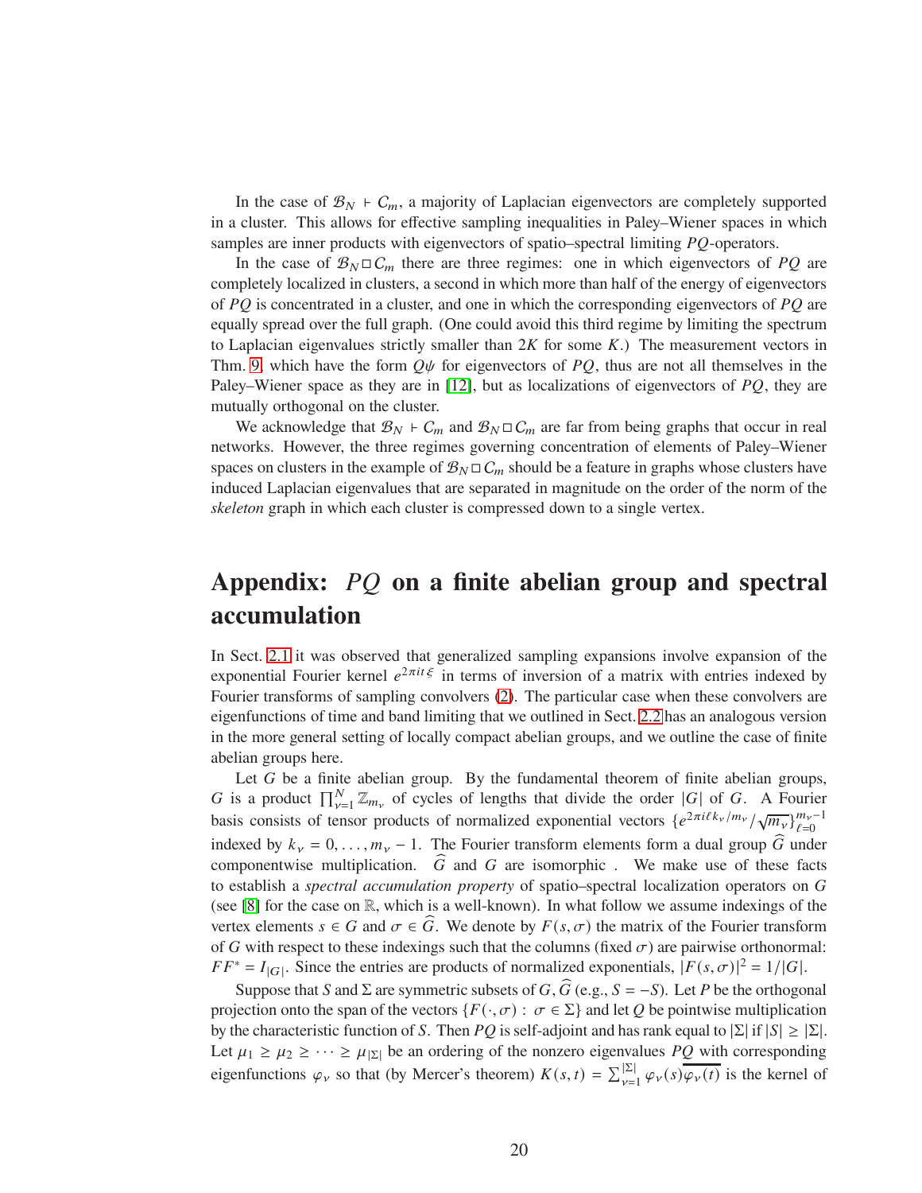In the case of $\mathcal{B}_N \vdash C_m$, a majority of Laplacian eigenvectors are completely supported in a cluster. This allows for effective sampling inequalities in Paley–Wiener spaces in which samples are inner products with eigenvectors of spatio–spectral limiting $PQ$-operators.

In the case of $\mathcal{B}_N \,\square\, C_m$ there are three regimes: one in which eigenvectors of $PQ$ are completely localized in clusters, a second in which more than half of the energy of eigenvectors of $PQ$ is concentrated in a cluster, and one in which the corresponding eigenvectors of $PQ$ are equally spread over the full graph. (One could avoid this third regime by limiting the spectrum to Laplacian eigenvalues strictly smaller than $2K$ for some $K$.) The measurement vectors in Thm. 9, which have the form $Q\psi$ for eigenvectors of $PQ$, thus are not all themselves in the Paley–Wiener space as they are in [12], but as localizations of eigenvectors of $PQ$, they are mutually orthogonal on the cluster.

We acknowledge that $\mathcal{B}_N \vdash C_m$ and $\mathcal{B}_N \,\square\, C_m$ are far from being graphs that occur in real networks. However, the three regimes governing concentration of elements of Paley–Wiener spaces on clusters in the example of $\mathcal{B}_N \,\square\, C_m$ should be a feature in graphs whose clusters have induced Laplacian eigenvalues that are separated in magnitude on the order of the norm of the *skeleton* graph in which each cluster is compressed down to a single vertex.

# Appendix: $PQ$ on a finite abelian group and spectral accumulation

In Sect. 2.1 it was observed that generalized sampling expansions involve expansion of the exponential Fourier kernel $e^{2\pi i t\xi}$ in terms of inversion of a matrix with entries indexed by Fourier transforms of sampling convolvers (2). The particular case when these convolvers are eigenfunctions of time and band limiting that we outlined in Sect. 2.2 has an analogous version in the more general setting of locally compact abelian groups, and we outline the case of finite abelian groups here.

Let $G$ be a finite abelian group. By the fundamental theorem of finite abelian groups, $G$ is a product $\prod_{\nu=1}^{N} \mathbb{Z}_{m_\nu}$ of cycles of lengths that divide the order $|G|$ of $G$. A Fourier basis consists of tensor products of normalized exponential vectors $\{e^{2\pi i \ell k_\nu/m_\nu}/\sqrt{m_\nu}\}_{\ell=0}^{m_\nu-1}$ indexed by $k_\nu = 0,\dots,m_\nu - 1$. The Fourier transform elements form a dual group $\widehat{G}$ under componentwise multiplication. $\widehat{G}$ and $G$ are isomorphic . We make use of these facts to establish a *spectral accumulation property* of spatio–spectral localization operators on $G$ (see [8] for the case on $\mathbb{R}$, which is a well-known). In what follow we assume indexings of the vertex elements $s \in G$ and $\sigma \in \widehat{G}$. We denote by $F(s,\sigma)$ the matrix of the Fourier transform of $G$ with respect to these indexings such that the columns (fixed $\sigma$) are pairwise orthonormal: $FF^* = I_{|G|}$. Since the entries are products of normalized exponentials, $|F(s,\sigma)|^2 = 1/|G|$.

Suppose that $S$ and $\Sigma$ are symmetric subsets of $G, \widehat{G}$ (e.g., $S = -S$). Let $P$ be the orthogonal projection onto the span of the vectors $\{F(\cdot,\sigma) : \sigma \in \Sigma\}$ and let $Q$ be pointwise multiplication by the characteristic function of $S$. Then $PQ$ is self-adjoint and has rank equal to $|\Sigma|$ if $|S| \geq |\Sigma|$. Let $\mu_1 \geq \mu_2 \geq \cdots \geq \mu_{|\Sigma|}$ be an ordering of the nonzero eigenvalues $PQ$ with corresponding eigenfunctions $\varphi_\nu$ so that (by Mercer's theorem) $K(s,t) = \sum_{\nu=1}^{|\Sigma|} \varphi_\nu(s)\overline{\varphi_\nu(t)}$ is the kernel of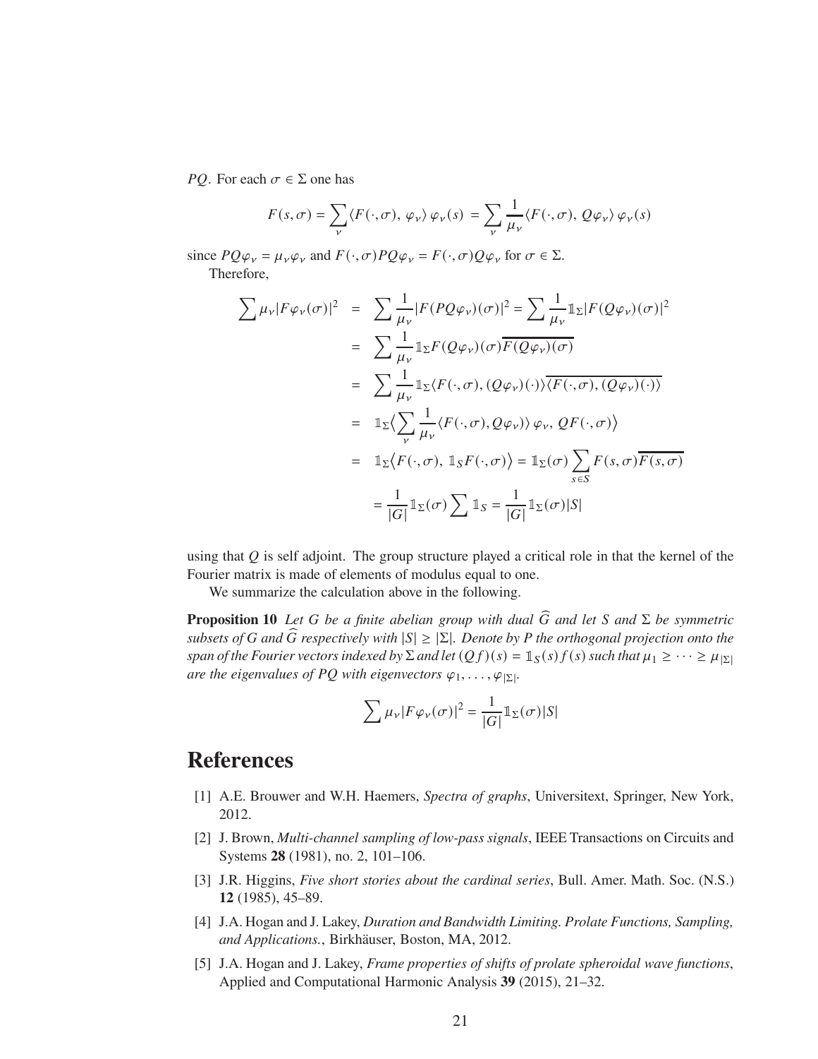$PQ$. For each $\sigma \in \Sigma$ one has

$$F(s,\sigma) = \sum_{\nu} \langle F(\cdot,\sigma),\, \varphi_\nu \rangle\, \varphi_\nu(s) \,=\, \sum_{\nu} \frac{1}{\mu_\nu} \langle F(\cdot,\sigma),\, Q\varphi_\nu \rangle\, \varphi_\nu(s)$$

since $PQ\varphi_\nu = \mu_\nu \varphi_\nu$ and $F(\cdot,\sigma) PQ\varphi_\nu = F(\cdot,\sigma) Q\varphi_\nu$ for $\sigma \in \Sigma$.

Therefore,

$$\begin{aligned}
\sum \mu_\nu |F\varphi_\nu(\sigma)|^2 &= \sum \frac{1}{\mu_\nu} |F(PQ\varphi_\nu)(\sigma)|^2 = \sum \frac{1}{\mu_\nu} \mathbb{1}_\Sigma |F(Q\varphi_\nu)(\sigma)|^2 \\
&= \sum \frac{1}{\mu_\nu} \mathbb{1}_\Sigma F(Q\varphi_\nu)(\sigma) \overline{F(Q\varphi_\nu)(\sigma)} \\
&= \sum \frac{1}{\mu_\nu} \mathbb{1}_\Sigma \langle F(\cdot,\sigma), (Q\varphi_\nu)(\cdot)\rangle \overline{\langle F(\cdot,\sigma), (Q\varphi_\nu)(\cdot)\rangle} \\
&= \mathbb{1}_\Sigma \Big\langle \sum_\nu \frac{1}{\mu_\nu} \langle F(\cdot,\sigma), Q\varphi_\nu \rangle\rangle\, \varphi_\nu,\, QF(\cdot,\sigma) \Big\rangle \\
&= \mathbb{1}_\Sigma \big\langle F(\cdot,\sigma),\, \mathbb{1}_S F(\cdot,\sigma) \big\rangle = \mathbb{1}_\Sigma(\sigma) \sum_{s\in S} F(s,\sigma) \overline{F(s,\sigma)} \\
&= \frac{1}{|G|} \mathbb{1}_\Sigma(\sigma) \sum \mathbb{1}_S = \frac{1}{|G|} \mathbb{1}_\Sigma(\sigma) |S|
\end{aligned}$$

using that $Q$ is self adjoint. The group structure played a critical role in that the kernel of the Fourier matrix is made of elements of modulus equal to one.

We summarize the calculation above in the following.

**Proposition 10** *Let $G$ be a finite abelian group with dual $\widehat{G}$ and let $S$ and $\Sigma$ be symmetric subsets of $G$ and $\widehat{G}$ respectively with $|S| \geq |\Sigma|$. Denote by $P$ the orthogonal projection onto the span of the Fourier vectors indexed by $\Sigma$ and let $(Qf)(s) = \mathbb{1}_S(s) f(s)$ such that $\mu_1 \geq \cdots \geq \mu_{|\Sigma|}$ are the eigenvalues of $PQ$ with eigenvectors $\varphi_1, \ldots, \varphi_{|\Sigma|}$.*

$$\sum \mu_\nu |F\varphi_\nu(\sigma)|^2 = \frac{1}{|G|} \mathbb{1}_\Sigma(\sigma) |S|$$

# References

[1] A.E. Brouwer and W.H. Haemers, *Spectra of graphs*, Universitext, Springer, New York, 2012.

[2] J. Brown, *Multi-channel sampling of low-pass signals*, IEEE Transactions on Circuits and Systems **28** (1981), no. 2, 101–106.

[3] J.R. Higgins, *Five short stories about the cardinal series*, Bull. Amer. Math. Soc. (N.S.) **12** (1985), 45–89.

[4] J.A. Hogan and J. Lakey, *Duration and Bandwidth Limiting. Prolate Functions, Sampling, and Applications.*, Birkhäuser, Boston, MA, 2012.

[5] J.A. Hogan and J. Lakey, *Frame properties of shifts of prolate spheroidal wave functions*, Applied and Computational Harmonic Analysis **39** (2015), 21–32.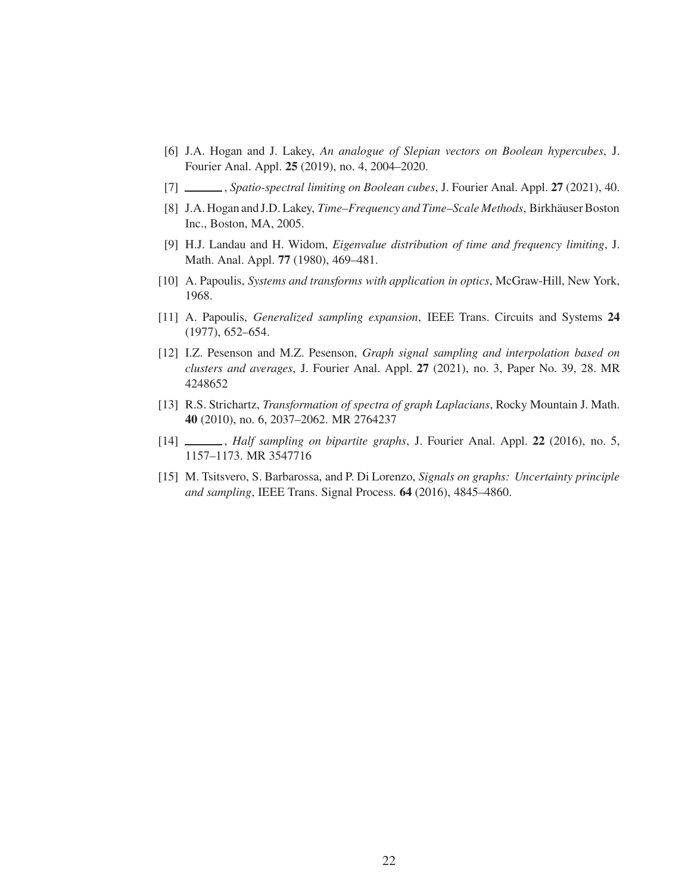[6] J.A. Hogan and J. Lakey, *An analogue of Slepian vectors on Boolean hypercubes*, J. Fourier Anal. Appl. **25** (2019), no. 4, 2004–2020.

[7] ______, *Spatio-spectral limiting on Boolean cubes*, J. Fourier Anal. Appl. **27** (2021), 40.

[8] J.A. Hogan and J.D. Lakey, *Time–Frequency and Time–Scale Methods*, Birkhäuser Boston Inc., Boston, MA, 2005.

[9] H.J. Landau and H. Widom, *Eigenvalue distribution of time and frequency limiting*, J. Math. Anal. Appl. **77** (1980), 469–481.

[10] A. Papoulis, *Systems and transforms with application in optics*, McGraw-Hill, New York, 1968.

[11] A. Papoulis, *Generalized sampling expansion*, IEEE Trans. Circuits and Systems **24** (1977), 652–654.

[12] I.Z. Pesenson and M.Z. Pesenson, *Graph signal sampling and interpolation based on clusters and averages*, J. Fourier Anal. Appl. **27** (2021), no. 3, Paper No. 39, 28. MR 4248652

[13] R.S. Strichartz, *Transformation of spectra of graph Laplacians*, Rocky Mountain J. Math. **40** (2010), no. 6, 2037–2062. MR 2764237

[14] ______, *Half sampling on bipartite graphs*, J. Fourier Anal. Appl. **22** (2016), no. 5, 1157–1173. MR 3547716

[15] M. Tsitsvero, S. Barbarossa, and P. Di Lorenzo, *Signals on graphs: Uncertainty principle and sampling*, IEEE Trans. Signal Process. **64** (2016), 4845–4860.